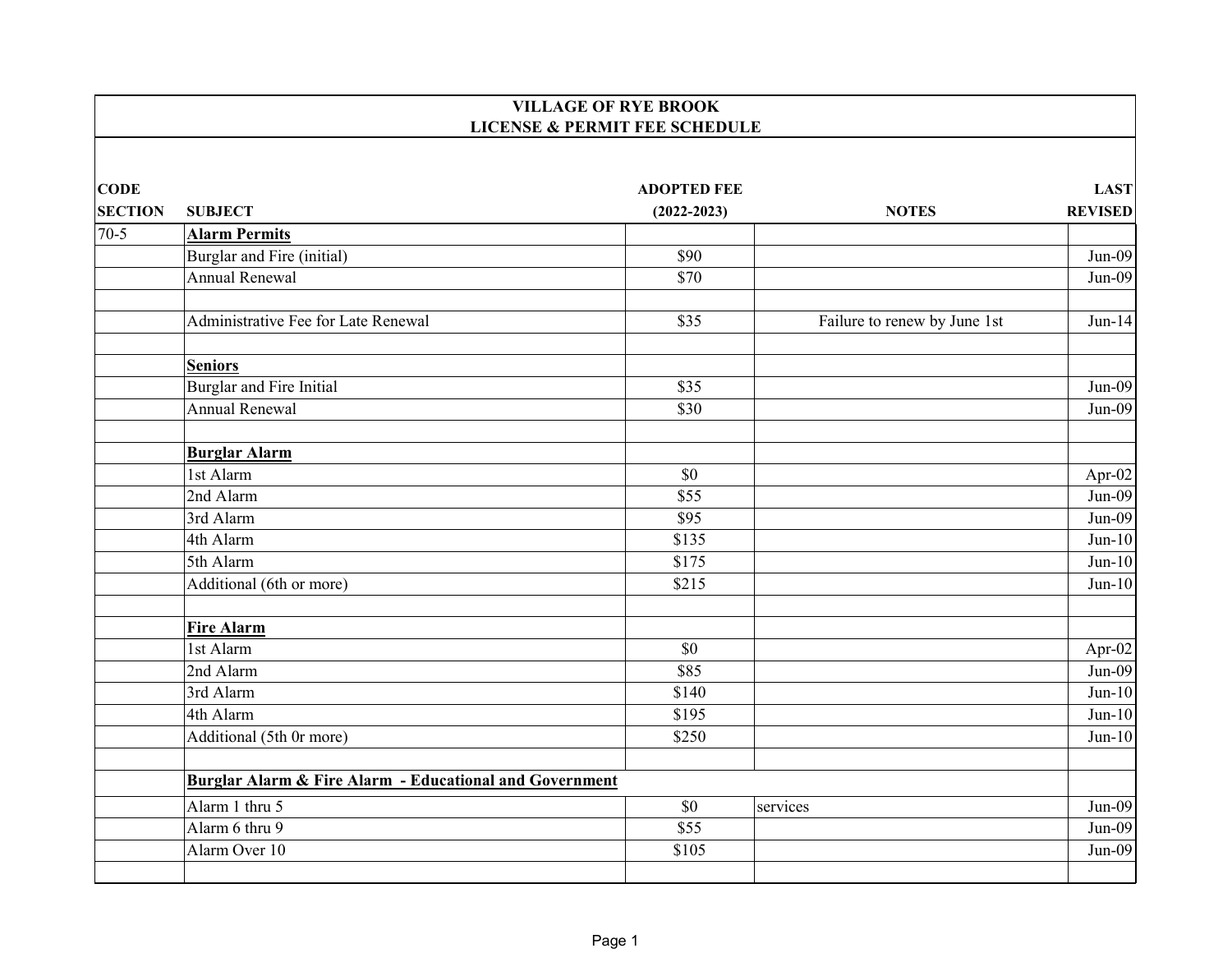# VILLAGE OF RYE BROOK
## LICENSE & PERMIT FEE SCHEDULE

| CODE SECTION | SUBJECT | ADOPTED FEE (2022-2023) | NOTES | LAST REVISED |
|---|---|---|---|---|
| 70-5 | **Alarm Permits** | | | |
| | Burglar and Fire (initial) | $90 | | Jun-09 |
| | Annual Renewal | $70 | | Jun-09 |
| | | | | |
| | Administrative Fee for Late Renewal | $35 | Failure to renew by June 1st | Jun-14 |
| | | | | |
| | **Seniors** | | | |
| | Burglar and Fire Initial | $35 | | Jun-09 |
| | Annual Renewal | $30 | | Jun-09 |
| | | | | |
| | **Burglar Alarm** | | | |
| | 1st Alarm | $0 | | Apr-02 |
| | 2nd Alarm | $55 | | Jun-09 |
| | 3rd Alarm | $95 | | Jun-09 |
| | 4th Alarm | $135 | | Jun-10 |
| | 5th Alarm | $175 | | Jun-10 |
| | Additional (6th or more) | $215 | | Jun-10 |
| | | | | |
| | **Fire Alarm** | | | |
| | 1st Alarm | $0 | | Apr-02 |
| | 2nd Alarm | $85 | | Jun-09 |
| | 3rd Alarm | $140 | | Jun-10 |
| | 4th Alarm | $195 | | Jun-10 |
| | Additional (5th 0r more) | $250 | | Jun-10 |
| | | | | |
| | **Burglar Alarm & Fire Alarm - Educational and Government** | | | |
| | Alarm 1 thru 5 | $0 | services | Jun-09 |
| | Alarm 6 thru 9 | $55 | | Jun-09 |
| | Alarm Over 10 | $105 | | Jun-09 |
| | | | | |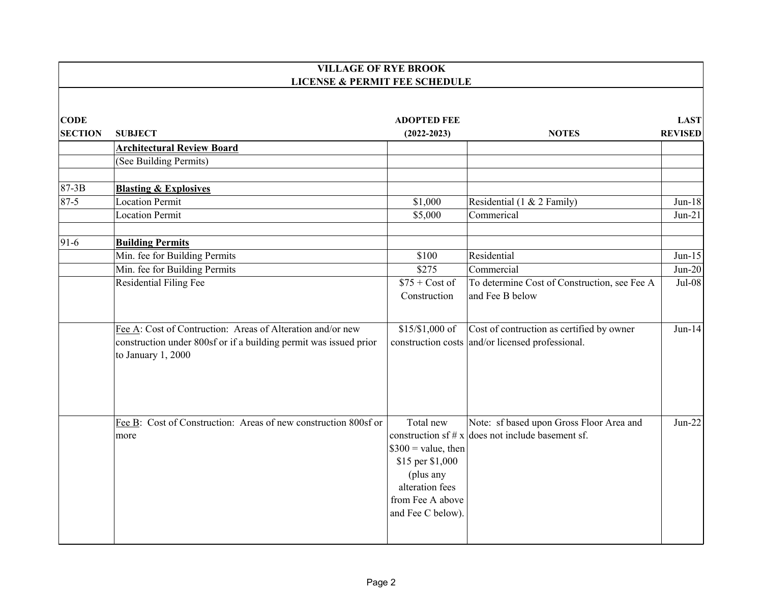**VILLAGE OF RYE BROOK**
**LICENSE & PERMIT FEE SCHEDULE**

| CODE SECTION | SUBJECT | ADOPTED FEE (2022-2023) | NOTES | LAST REVISED |
|---|---|---|---|---|
| | **Architectural Review Board** | | | |
| | (See Building Permits) | | | |
| | | | | |
| 87-3B | **Blasting & Explosives** | | | |
| 87-5 | Location Permit | $1,000 | Residential (1 & 2 Family) | Jun-18 |
| | Location Permit | $5,000 | Commerical | Jun-21 |
| | | | | |
| 91-6 | **Building Permits** | | | |
| | Min. fee for Building Permits | $100 | Residential | Jun-15 |
| | Min. fee for Building Permits | $275 | Commercial | Jun-20 |
| | Residential Filing Fee | $75 + Cost of Construction | To determine Cost of Construction, see Fee A and Fee B below | Jul-08 |
| | Fee A: Cost of Contruction: Areas of Alteration and/or new construction under 800sf or if a building permit was issued prior to January 1, 2000 | $15/$1,000 of construction costs | Cost of contruction as certified by owner and/or licensed professional. | Jun-14 |
| | Fee B: Cost of Construction: Areas of new construction 800sf or more | Total new construction sf # x $300 = value, then $15 per $1,000 (plus any alteration fees from Fee A above and Fee C below). | Note: sf based upon Gross Floor Area and does not include basement sf. | Jun-22 |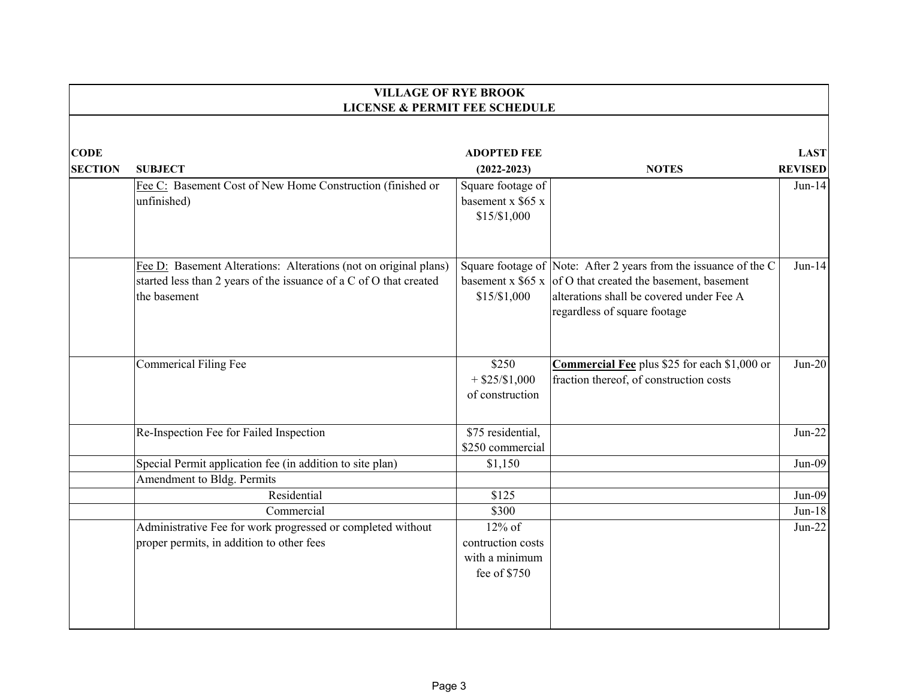**VILLAGE OF RYE BROOK**
**LICENSE & PERMIT FEE SCHEDULE**

| CODE SECTION | SUBJECT | ADOPTED FEE (2022-2023) | NOTES | LAST REVISED |
|---|---|---|---|---|
| | Fee C: Basement Cost of New Home Construction (finished or unfinished) | Square footage of basement x $65 x $15/$1,000 | | Jun-14 |
| | Fee D: Basement Alterations: Alterations (not on original plans) started less than 2 years of the issuance of a C of O that created the basement | Square footage of basement x $65 x $15/$1,000 | Note: After 2 years from the issuance of the C of O that created the basement, basement alterations shall be covered under Fee A regardless of square footage | Jun-14 |
| | Commerical Filing Fee | $250 + $25/$1,000 of construction | **Commercial Fee** plus $25 for each $1,000 or fraction thereof, of construction costs | Jun-20 |
| | Re-Inspection Fee for Failed Inspection | $75 residential, $250 commercial | | Jun-22 |
| | Special Permit application fee (in addition to site plan) | $1,150 | | Jun-09 |
| | Amendment to Bldg. Permits | | | |
| | Residential | $125 | | Jun-09 |
| | Commercial | $300 | | Jun-18 |
| | Administrative Fee for work progressed or completed without proper permits, in addition to other fees | 12% of contruction costs with a minimum fee of $750 | | Jun-22 |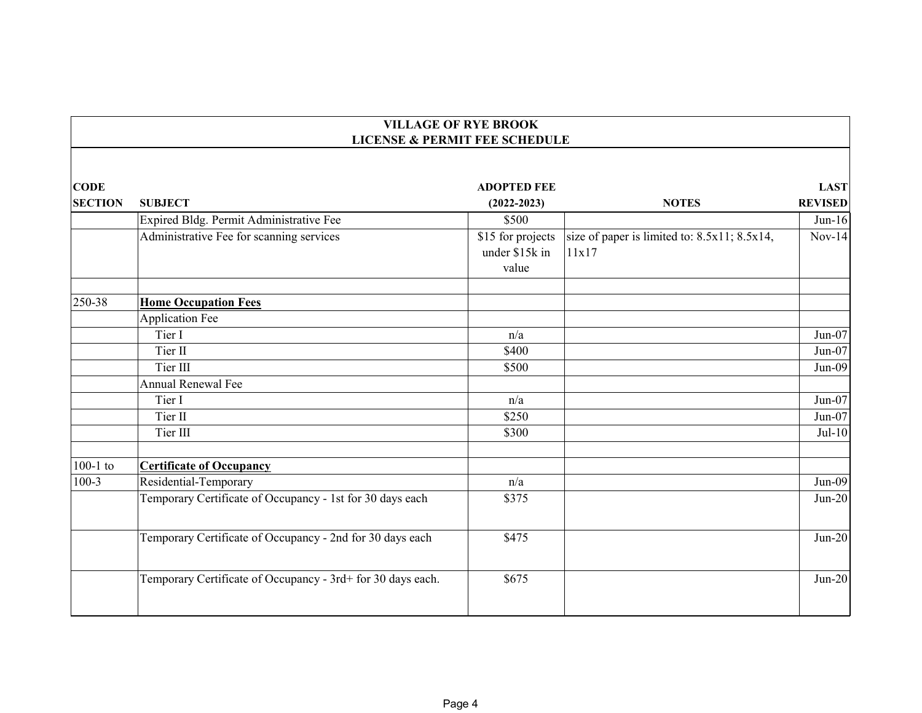**VILLAGE OF RYE BROOK**
**LICENSE & PERMIT FEE SCHEDULE**

| CODE SECTION | SUBJECT | ADOPTED FEE (2022-2023) | NOTES | LAST REVISED |
|---|---|---|---|---|
| | Expired Bldg. Permit Administrative Fee | $500 | | Jun-16 |
| | Administrative Fee for scanning services | $15 for projects under $15k in value | size of paper is limited to: 8.5x11; 8.5x14, 11x17 | Nov-14 |
| | | | | |
| 250-38 | **Home Occupation Fees** | | | |
| | Application Fee | | | |
| | Tier I | n/a | | Jun-07 |
| | Tier II | $400 | | Jun-07 |
| | Tier III | $500 | | Jun-09 |
| | Annual Renewal Fee | | | |
| | Tier I | n/a | | Jun-07 |
| | Tier II | $250 | | Jun-07 |
| | Tier III | $300 | | Jul-10 |
| | | | | |
| 100-1 to | **Certificate of Occupancy** | | | |
| 100-3 | Residential-Temporary | n/a | | Jun-09 |
| | Temporary Certificate of Occupancy - 1st for 30 days each | $375 | | Jun-20 |
| | Temporary Certificate of Occupancy - 2nd for 30 days each | $475 | | Jun-20 |
| | Temporary Certificate of Occupancy - 3rd+ for 30 days each. | $675 | | Jun-20 |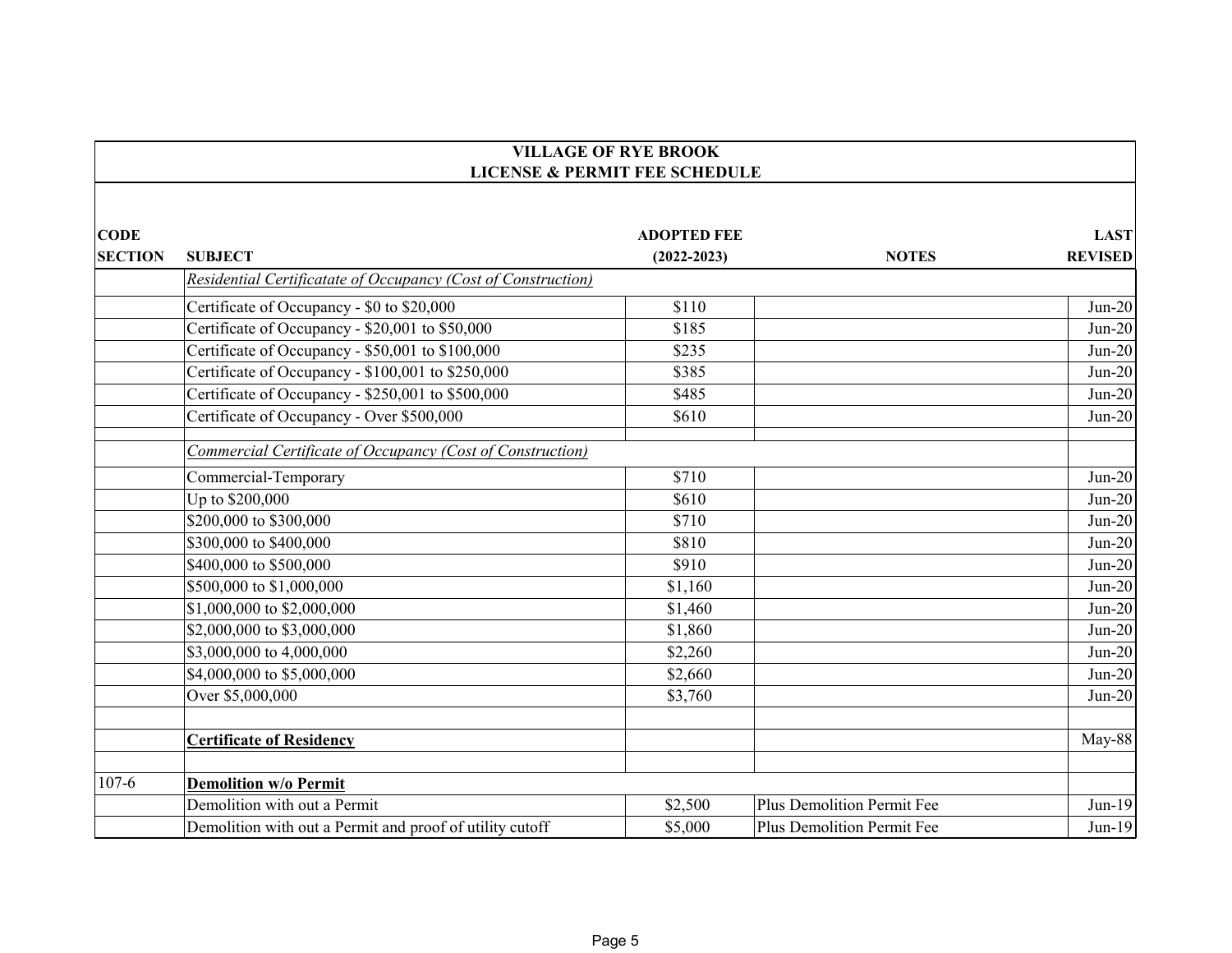| VILLAGE OF RYE BROOK<br>LICENSE & PERMIT FEE SCHEDULE | | | | |
|---|---|---|---|---|
| **CODE SECTION** | **SUBJECT** | **ADOPTED FEE (2022-2023)** | **NOTES** | **LAST REVISED** |
| | *Residential Certificatate of Occupancy (Cost of Construction)* | | | |
| | Certificate of Occupancy - $0 to $20,000 | $110 | | Jun-20 |
| | Certificate of Occupancy - $20,001 to $50,000 | $185 | | Jun-20 |
| | Certificate of Occupancy - $50,001 to $100,000 | $235 | | Jun-20 |
| | Certificate of Occupancy - $100,001 to $250,000 | $385 | | Jun-20 |
| | Certificate of Occupancy - $250,001 to $500,000 | $485 | | Jun-20 |
| | Certificate of Occupancy - Over $500,000 | $610 | | Jun-20 |
| | | | | |
| | *Commercial Certificate of Occupancy (Cost of Construction)* | | | |
| | Commercial-Temporary | $710 | | Jun-20 |
| | Up to $200,000 | $610 | | Jun-20 |
| | $200,000 to $300,000 | $710 | | Jun-20 |
| | $300,000 to $400,000 | $810 | | Jun-20 |
| | $400,000 to $500,000 | $910 | | Jun-20 |
| | $500,000 to $1,000,000 | $1,160 | | Jun-20 |
| | $1,000,000 to $2,000,000 | $1,460 | | Jun-20 |
| | $2,000,000 to $3,000,000 | $1,860 | | Jun-20 |
| | $3,000,000 to 4,000,000 | $2,260 | | Jun-20 |
| | $4,000,000 to $5,000,000 | $2,660 | | Jun-20 |
| | Over $5,000,000 | $3,760 | | Jun-20 |
| | | | | |
| | **Certificate of Residency** | | | May-88 |
| | | | | |
| 107-6 | **Demolition w/o Permit** | | | |
| | Demolition with out a Permit | $2,500 | Plus Demolition Permit Fee | Jun-19 |
| | Demolition with out a Permit and proof of utility cutoff | $5,000 | Plus Demolition Permit Fee | Jun-19 |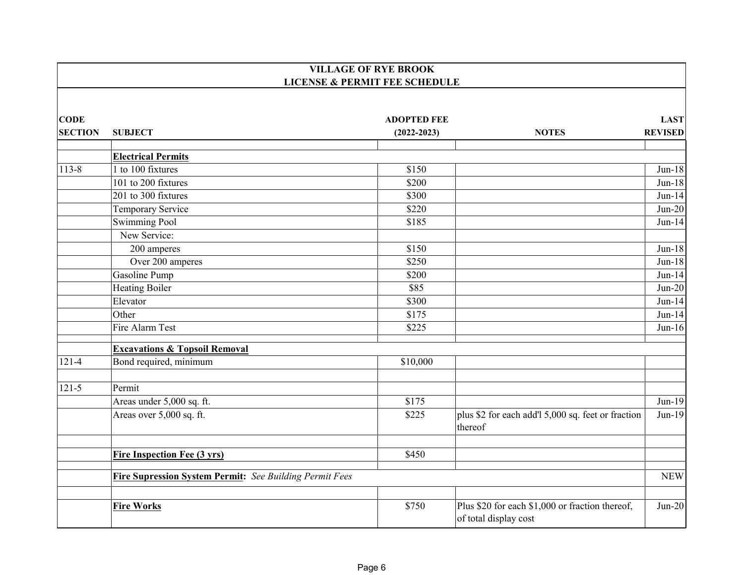| VILLAGE OF RYE BROOK<br>LICENSE & PERMIT FEE SCHEDULE | | | | |
|---|---|---|---|---|
| **CODE SECTION** | **SUBJECT** | **ADOPTED FEE (2022-2023)** | **NOTES** | **LAST REVISED** |
| | | | | |
| | **Electrical Permits** | | | |
| 113-8 | 1 to 100 fixtures | $150 | | Jun-18 |
| | 101 to 200 fixtures | $200 | | Jun-18 |
| | 201 to 300 fixtures | $300 | | Jun-14 |
| | Temporary Service | $220 | | Jun-20 |
| | Swimming Pool | $185 | | Jun-14 |
| | New Service: | | | |
| | 200 amperes | $150 | | Jun-18 |
| | Over 200 amperes | $250 | | Jun-18 |
| | Gasoline Pump | $200 | | Jun-14 |
| | Heating Boiler | $85 | | Jun-20 |
| | Elevator | $300 | | Jun-14 |
| | Other | $175 | | Jun-14 |
| | Fire Alarm Test | $225 | | Jun-16 |
| | | | | |
| | **Excavations & Topsoil Removal** | | | |
| 121-4 | Bond required, minimum | $10,000 | | |
| | | | | |
| 121-5 | Permit | | | |
| | Areas under 5,000 sq. ft. | $175 | | Jun-19 |
| | Areas over 5,000 sq. ft. | $225 | plus $2 for each add'l 5,000 sq. feet or fraction thereof | Jun-19 |
| | | | | |
| | **Fire Inspection Fee (3 yrs)** | $450 | | |
| | | | | |
| | **Fire Supression System Permit:** *See Building Permit Fees* | | | NEW |
| | | | | |
| | **Fire Works** | $750 | Plus $20 for each $1,000 or fraction thereof, of total display cost | Jun-20 |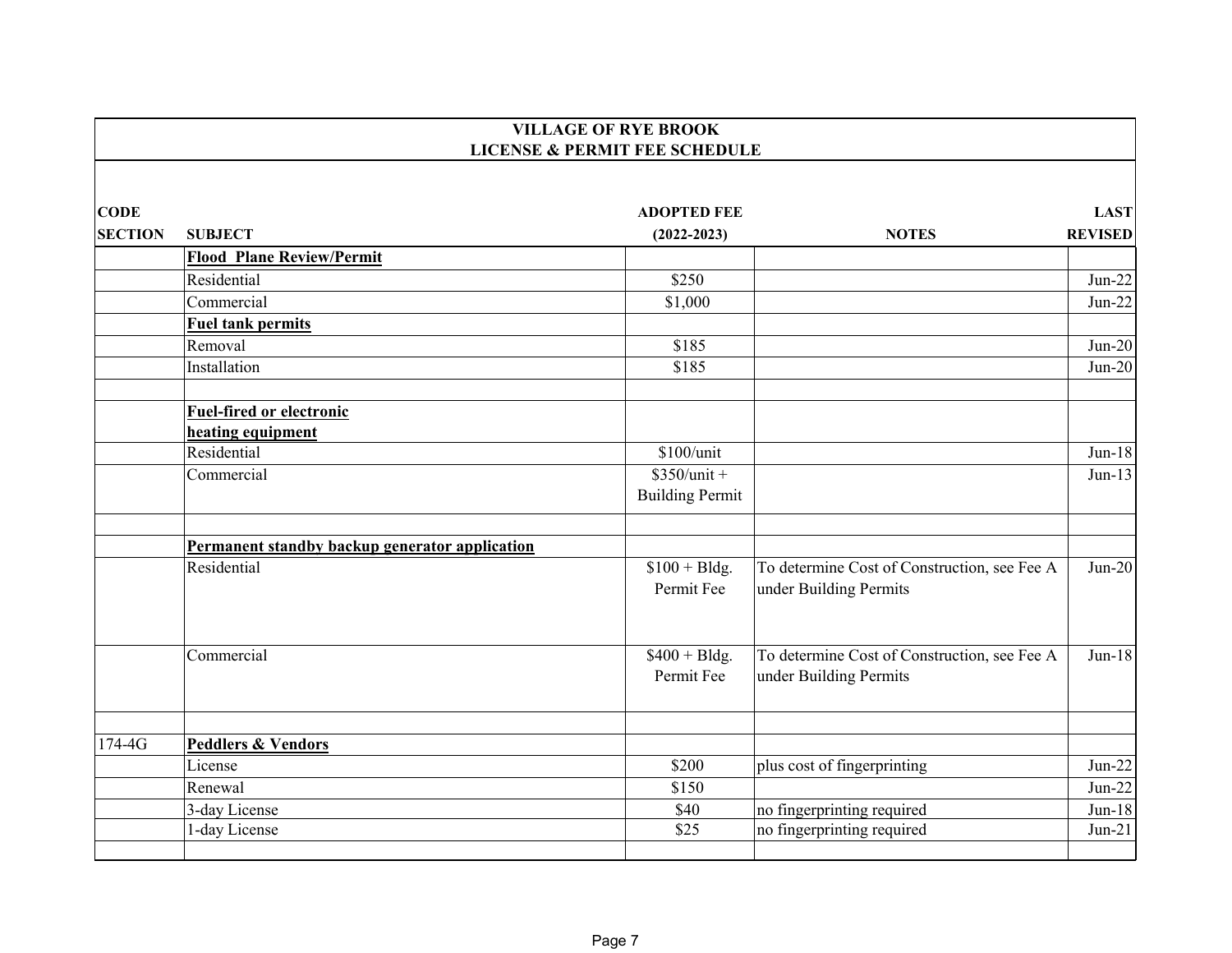**VILLAGE OF RYE BROOK**
**LICENSE & PERMIT FEE SCHEDULE**

| CODE SECTION | SUBJECT | ADOPTED FEE (2022-2023) | NOTES | LAST REVISED |
|---|---|---|---|---|
| | **Flood Plane Review/Permit** | | | |
| | Residential | $250 | | Jun-22 |
| | Commercial | $1,000 | | Jun-22 |
| | **Fuel tank permits** | | | |
| | Removal | $185 | | Jun-20 |
| | Installation | $185 | | Jun-20 |
| | | | | |
| | **Fuel-fired or electronic heating equipment** | | | |
| | Residential | $100/unit | | Jun-18 |
| | Commercial | $350/unit + Building Permit | | Jun-13 |
| | | | | |
| | **Permanent standby backup generator application** | | | |
| | Residential | $100 + Bldg. Permit Fee | To determine Cost of Construction, see Fee A under Building Permits | Jun-20 |
| | Commercial | $400 + Bldg. Permit Fee | To determine Cost of Construction, see Fee A under Building Permits | Jun-18 |
| | | | | |
| 174-4G | **Peddlers & Vendors** | | | |
| | License | $200 | plus cost of fingerprinting | Jun-22 |
| | Renewal | $150 | | Jun-22 |
| | 3-day License | $40 | no fingerprinting required | Jun-18 |
| | 1-day License | $25 | no fingerprinting required | Jun-21 |
| | | | | |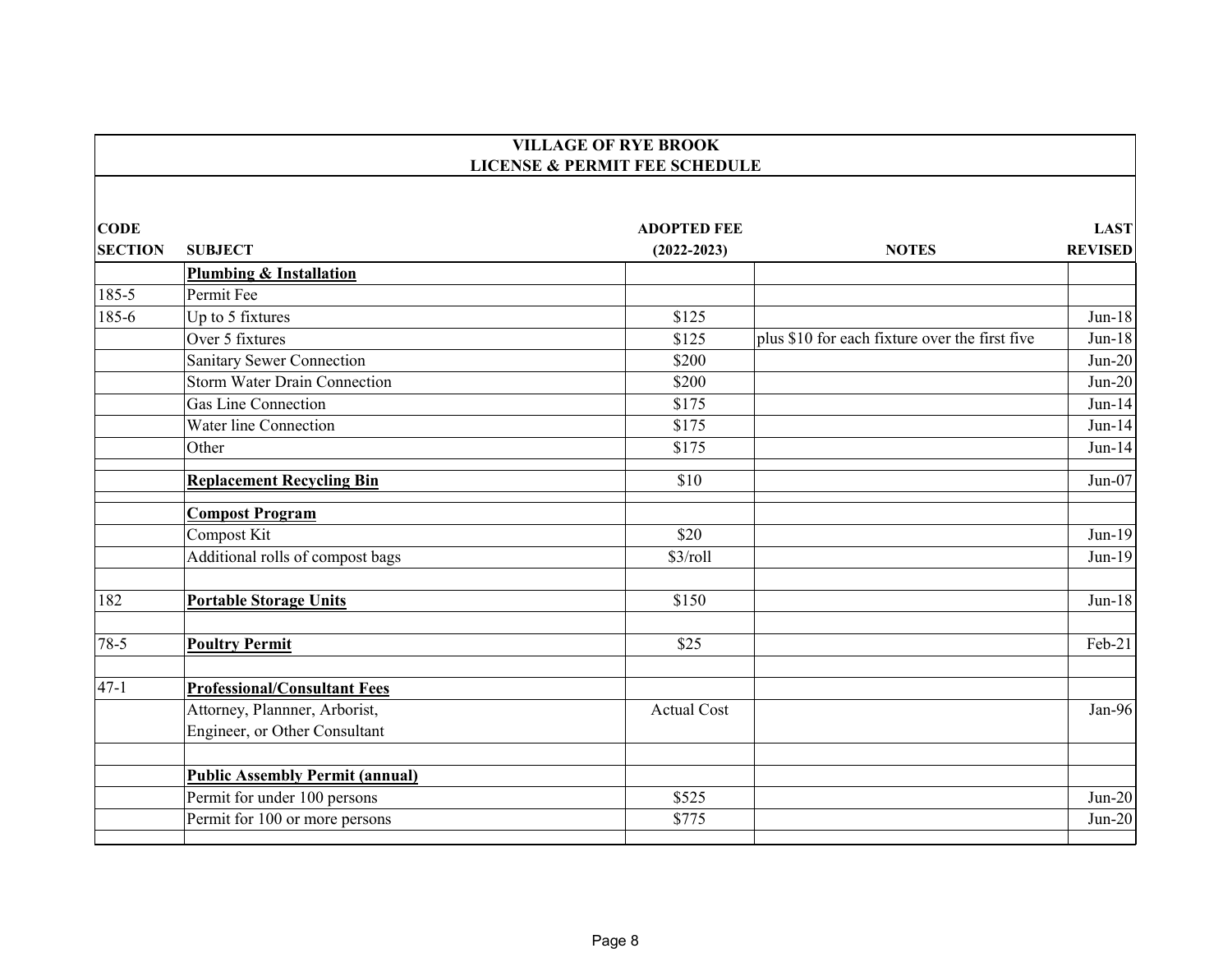| VILLAGE OF RYE BROOK LICENSE & PERMIT FEE SCHEDULE | | | | |
|---|---|---|---|---|
| **CODE SECTION** | **SUBJECT** | **ADOPTED FEE (2022-2023)** | **NOTES** | **LAST REVISED** |
| | **Plumbing & Installation** | | | |
| 185-5 | Permit Fee | | | |
| 185-6 | Up to 5 fixtures | $125 | | Jun-18 |
| | Over 5 fixtures | $125 | plus $10 for each fixture over the first five | Jun-18 |
| | Sanitary Sewer Connection | $200 | | Jun-20 |
| | Storm Water Drain Connection | $200 | | Jun-20 |
| | Gas Line Connection | $175 | | Jun-14 |
| | Water line Connection | $175 | | Jun-14 |
| | Other | $175 | | Jun-14 |
| | | | | |
| | **Replacement Recycling Bin** | $10 | | Jun-07 |
| | | | | |
| | **Compost Program** | | | |
| | Compost Kit | $20 | | Jun-19 |
| | Additional rolls of compost bags | $3/roll | | Jun-19 |
| | | | | |
| 182 | **Portable Storage Units** | $150 | | Jun-18 |
| | | | | |
| 78-5 | **Poultry Permit** | $25 | | Feb-21 |
| | | | | |
| 47-1 | **Professional/Consultant Fees** | | | |
| | Attorney, Plannner, Arborist, Engineer, or Other Consultant | Actual Cost | | Jan-96 |
| | | | | |
| | **Public Assembly Permit (annual)** | | | |
| | Permit for under 100 persons | $525 | | Jun-20 |
| | Permit for 100 or more persons | $775 | | Jun-20 |
| | | | | |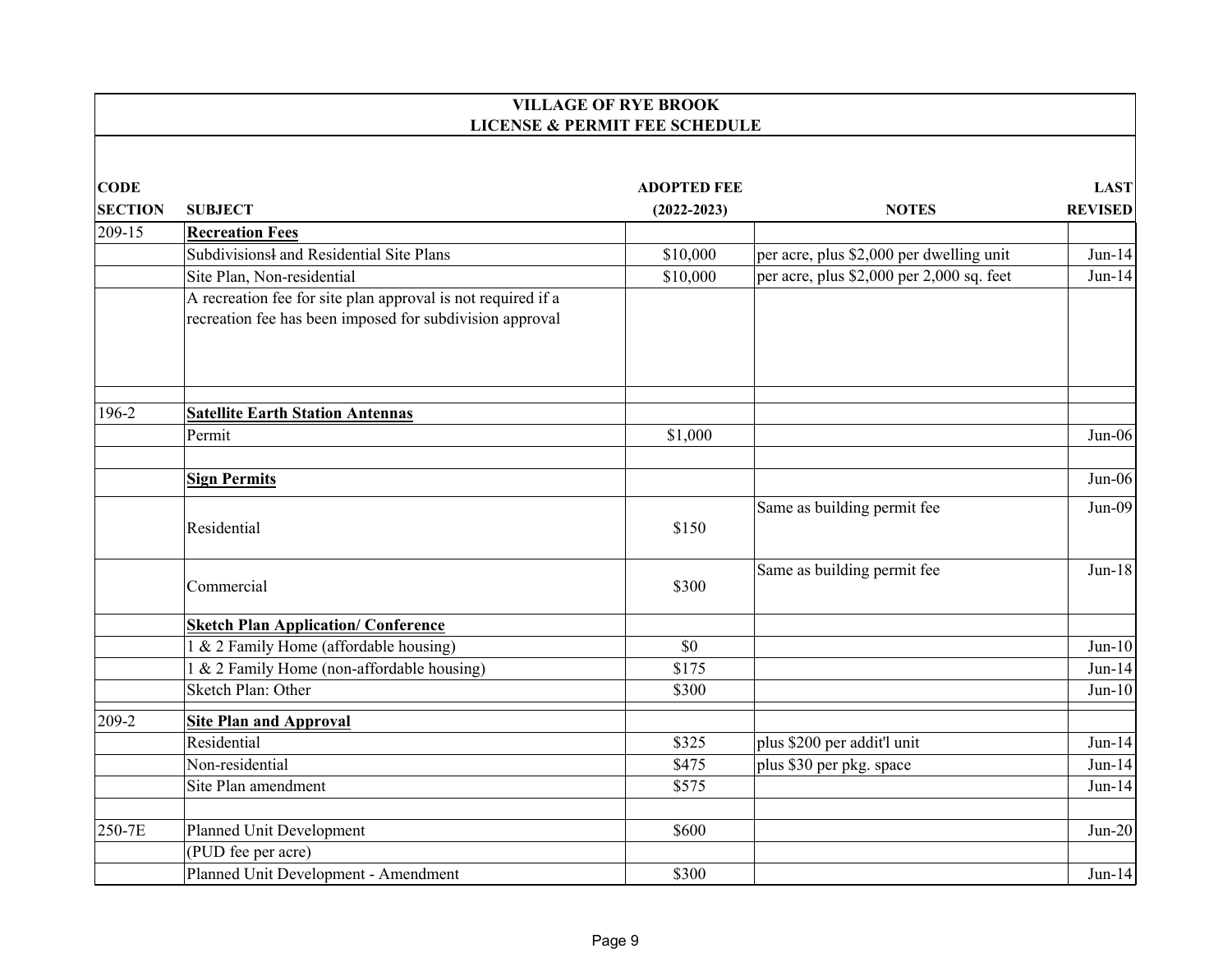# VILLAGE OF RYE BROOK
## LICENSE & PERMIT FEE SCHEDULE

| CODE SECTION | SUBJECT | ADOPTED FEE (2022-2023) | NOTES | LAST REVISED |
|---|---|---|---|---|
| 209-15 | **Recreation Fees** | | | |
| | Subdivisionsl and Residential Site Plans | $10,000 | per acre, plus $2,000 per dwelling unit | Jun-14 |
| | Site Plan, Non-residential | $10,000 | per acre, plus $2,000 per 2,000 sq. feet | Jun-14 |
| | A recreation fee for site plan approval is not required if a recreation fee has been imposed for subdivision approval | | | |
| | | | | |
| 196-2 | **Satellite Earth Station Antennas** | | | |
| | Permit | $1,000 | | Jun-06 |
| | | | | |
| | **Sign Permits** | | | Jun-06 |
| | Residential | $150 | Same as building permit fee | Jun-09 |
| | Commercial | $300 | Same as building permit fee | Jun-18 |
| | **Sketch Plan Application/ Conference** | | | |
| | 1 & 2 Family Home (affordable housing) | $0 | | Jun-10 |
| | 1 & 2 Family Home (non-affordable housing) | $175 | | Jun-14 |
| | Sketch Plan: Other | $300 | | Jun-10 |
| 209-2 | **Site Plan and Approval** | | | |
| | Residential | $325 | plus $200 per addit'l unit | Jun-14 |
| | Non-residential | $475 | plus $30 per pkg. space | Jun-14 |
| | Site Plan amendment | $575 | | Jun-14 |
| | | | | |
| 250-7E | Planned Unit Development | $600 | | Jun-20 |
| | (PUD fee per acre) | | | |
| | Planned Unit Development - Amendment | $300 | | Jun-14 |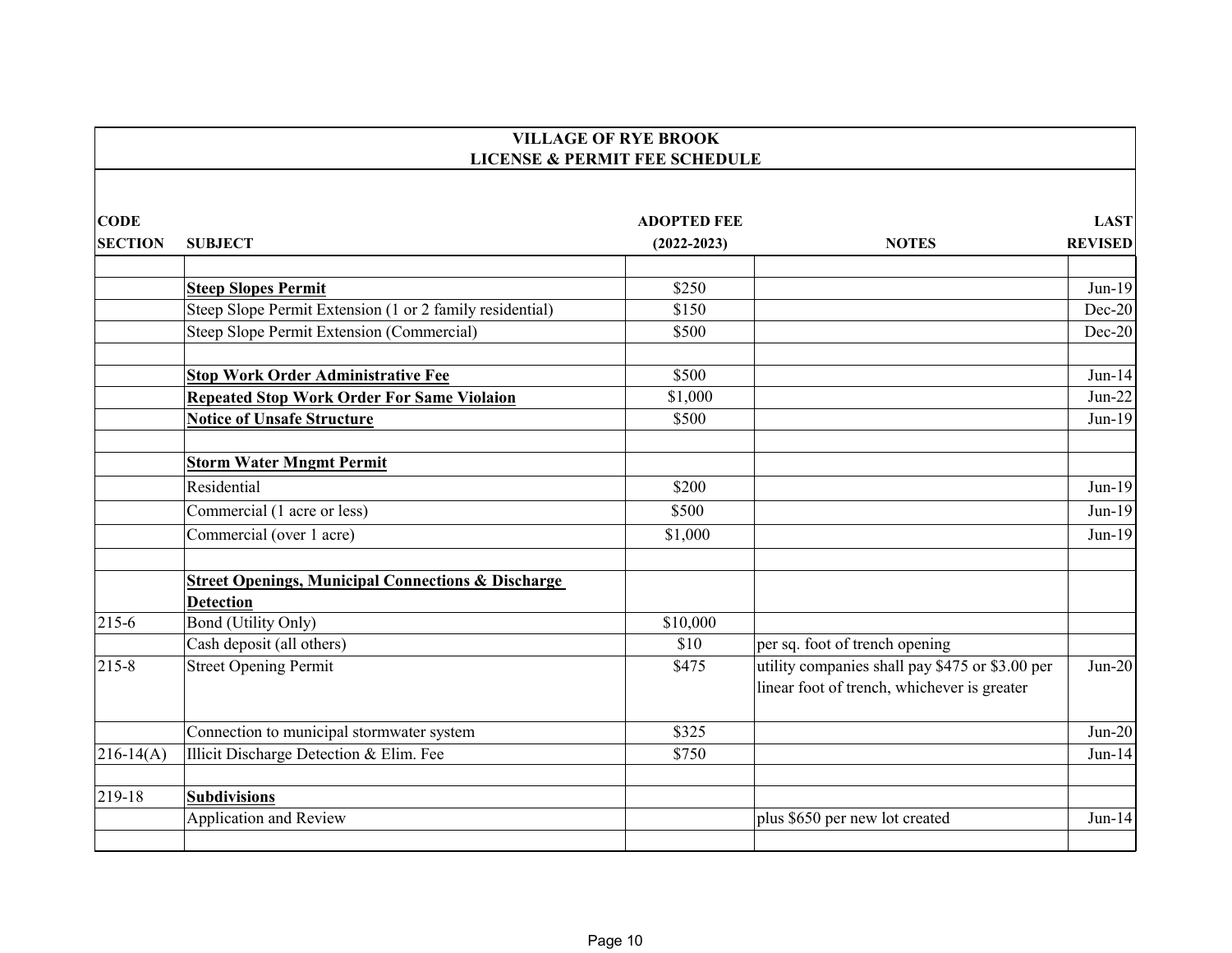# VILLAGE OF RYE BROOK
## LICENSE & PERMIT FEE SCHEDULE

| CODE SECTION | SUBJECT | ADOPTED FEE (2022-2023) | NOTES | LAST REVISED |
|---|---|---|---|---|
| | | | | |
| | **Steep Slopes Permit** | $250 | | Jun-19 |
| | Steep Slope Permit Extension (1 or 2 family residential) | $150 | | Dec-20 |
| | Steep Slope Permit Extension (Commercial) | $500 | | Dec-20 |
| | | | | |
| | **Stop Work Order Administrative Fee** | $500 | | Jun-14 |
| | **Repeated Stop Work Order For Same Violaion** | $1,000 | | Jun-22 |
| | **Notice of Unsafe Structure** | $500 | | Jun-19 |
| | | | | |
| | **Storm Water Mngmt Permit** | | | |
| | Residential | $200 | | Jun-19 |
| | Commercial (1 acre or less) | $500 | | Jun-19 |
| | Commercial (over 1 acre) | $1,000 | | Jun-19 |
| | | | | |
| | **Street Openings, Municipal Connections & Discharge Detection** | | | |
| 215-6 | Bond (Utility Only) | $10,000 | | |
| | Cash deposit (all others) | $10 | per sq. foot of trench opening | |
| 215-8 | Street Opening Permit | $475 | utility companies shall pay $475 or $3.00 per linear foot of trench, whichever is greater | Jun-20 |
| | Connection to municipal stormwater system | $325 | | Jun-20 |
| 216-14(A) | Illicit Discharge Detection & Elim. Fee | $750 | | Jun-14 |
| | | | | |
| 219-18 | **Subdivisions** | | | |
| | Application and Review | | plus $650 per new lot created | Jun-14 |
| | | | | |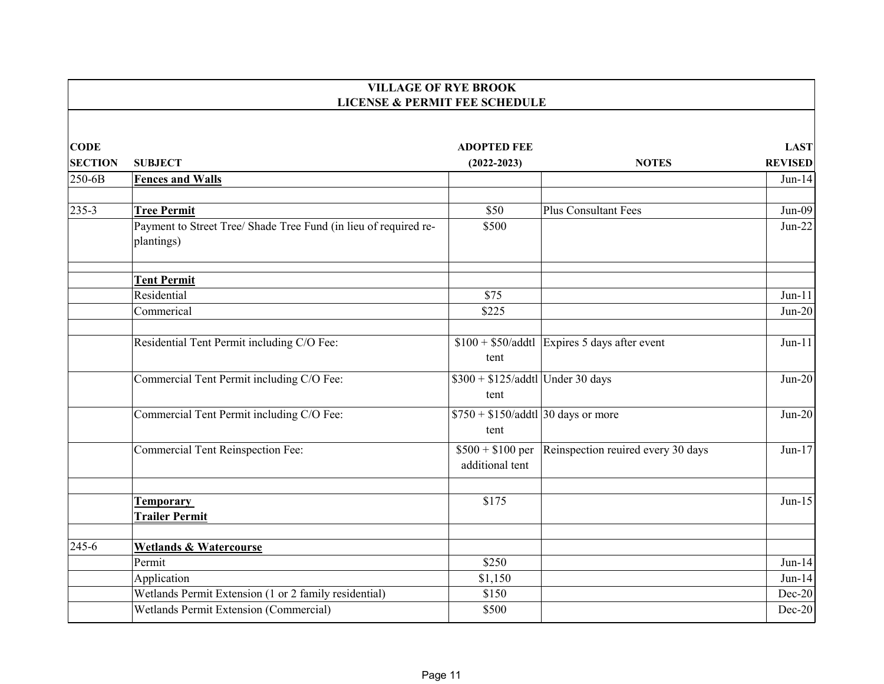**VILLAGE OF RYE BROOK**
**LICENSE & PERMIT FEE SCHEDULE**

| CODE SECTION | SUBJECT | ADOPTED FEE (2022-2023) | NOTES | LAST REVISED |
|---|---|---|---|---|
| 250-6B | **Fences and Walls** | | | Jun-14 |
| | | | | |
| 235-3 | **Tree Permit** | $50 | Plus Consultant Fees | Jun-09 |
| | Payment to Street Tree/ Shade Tree Fund (in lieu of required re-plantings) | $500 | | Jun-22 |
| | | | | |
| | **Tent Permit** | | | |
| | Residential | $75 | | Jun-11 |
| | Commerical | $225 | | Jun-20 |
| | | | | |
| | Residential Tent Permit including C/O Fee: | $100 + $50/addtl tent | Expires 5 days after event | Jun-11 |
| | Commercial Tent Permit including C/O Fee: | $300 + $125/addtl tent | Under 30 days | Jun-20 |
| | Commercial Tent Permit including C/O Fee: | $750 + $150/addtl tent | 30 days or more | Jun-20 |
| | Commercial Tent Reinspection Fee: | $500 + $100 per additional tent | Reinspection reuired every 30 days | Jun-17 |
| | | | | |
| | **Temporary Trailer Permit** | $175 | | Jun-15 |
| | | | | |
| 245-6 | **Wetlands & Watercourse** | | | |
| | Permit | $250 | | Jun-14 |
| | Application | $1,150 | | Jun-14 |
| | Wetlands Permit Extension (1 or 2 family residential) | $150 | | Dec-20 |
| | Wetlands Permit Extension (Commercial) | $500 | | Dec-20 |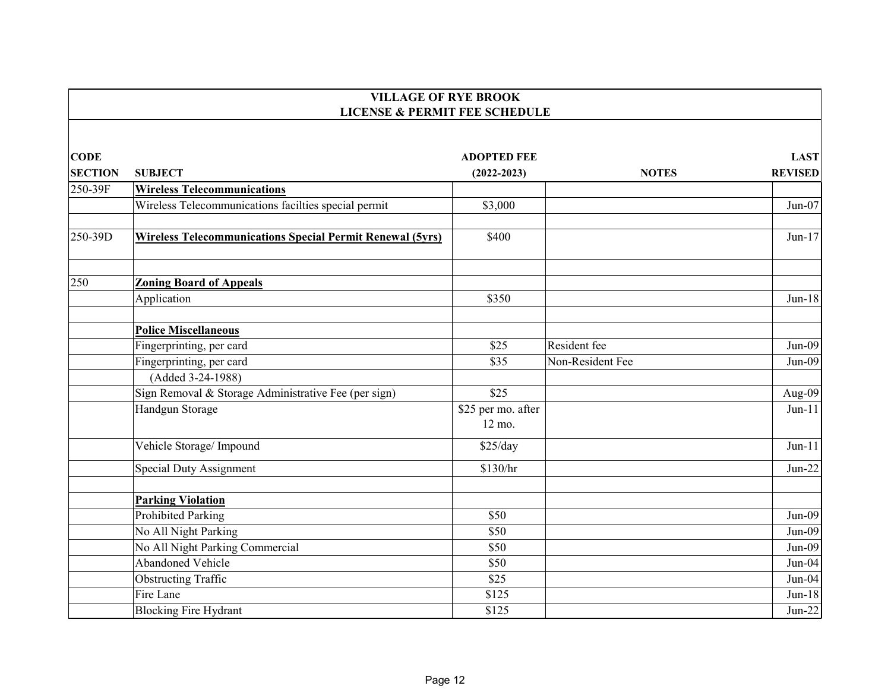**VILLAGE OF RYE BROOK**
**LICENSE & PERMIT FEE SCHEDULE**

| CODE SECTION | SUBJECT | ADOPTED FEE (2022-2023) | NOTES | LAST REVISED |
|---|---|---|---|---|
| 250-39F | **Wireless Telecommunications** | | | |
| | Wireless Telecommunications facilties special permit | $3,000 | | Jun-07 |
| | | | | |
| 250-39D | **Wireless Telecommunications Special Permit Renewal (5yrs)** | $400 | | Jun-17 |
| | | | | |
| 250 | **Zoning Board of Appeals** | | | |
| | Application | $350 | | Jun-18 |
| | | | | |
| | **Police Miscellaneous** | | | |
| | Fingerprinting, per card | $25 | Resident fee | Jun-09 |
| | Fingerprinting, per card | $35 | Non-Resident Fee | Jun-09 |
| | (Added 3-24-1988) | | | |
| | Sign Removal & Storage Administrative Fee (per sign) | $25 | | Aug-09 |
| | Handgun Storage | $25 per mo. after 12 mo. | | Jun-11 |
| | Vehicle Storage/ Impound | $25/day | | Jun-11 |
| | Special Duty Assignment | $130/hr | | Jun-22 |
| | | | | |
| | **Parking Violation** | | | |
| | Prohibited Parking | $50 | | Jun-09 |
| | No All Night Parking | $50 | | Jun-09 |
| | No All Night Parking Commercial | $50 | | Jun-09 |
| | Abandoned Vehicle | $50 | | Jun-04 |
| | Obstructing Traffic | $25 | | Jun-04 |
| | Fire Lane | $125 | | Jun-18 |
| | Blocking Fire Hydrant | $125 | | Jun-22 |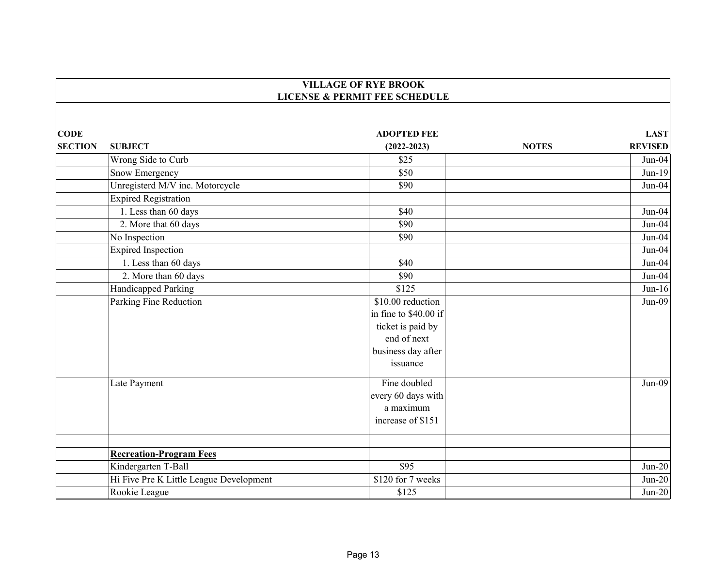| VILLAGE OF RYE BROOK<br>LICENSE & PERMIT FEE SCHEDULE | | | | |
|---|---|---|---|---|
| **CODE SECTION** | **SUBJECT** | **ADOPTED FEE (2022-2023)** | **NOTES** | **LAST REVISED** |
| | Wrong Side to Curb | $25 | | Jun-04 |
| | Snow Emergency | $50 | | Jun-19 |
| | Unregisterd M/V inc. Motorcycle | $90 | | Jun-04 |
| | Expired Registration | | | |
| | 1. Less than 60 days | $40 | | Jun-04 |
| | 2. More that 60 days | $90 | | Jun-04 |
| | No Inspection | $90 | | Jun-04 |
| | Expired Inspection | | | Jun-04 |
| | 1. Less than 60 days | $40 | | Jun-04 |
| | 2. More than 60 days | $90 | | Jun-04 |
| | Handicapped Parking | $125 | | Jun-16 |
| | Parking Fine Reduction | $10.00 reduction in fine to $40.00 if ticket is paid by end of next business day after issuance | | Jun-09 |
| | Late Payment | Fine doubled every 60 days with a maximum increase of $151 | | Jun-09 |
| | | | | |
| | **Recreation-Program Fees** | | | |
| | Kindergarten T-Ball | $95 | | Jun-20 |
| | Hi Five Pre K Little League Development | $120 for 7 weeks | | Jun-20 |
| | Rookie League | $125 | | Jun-20 |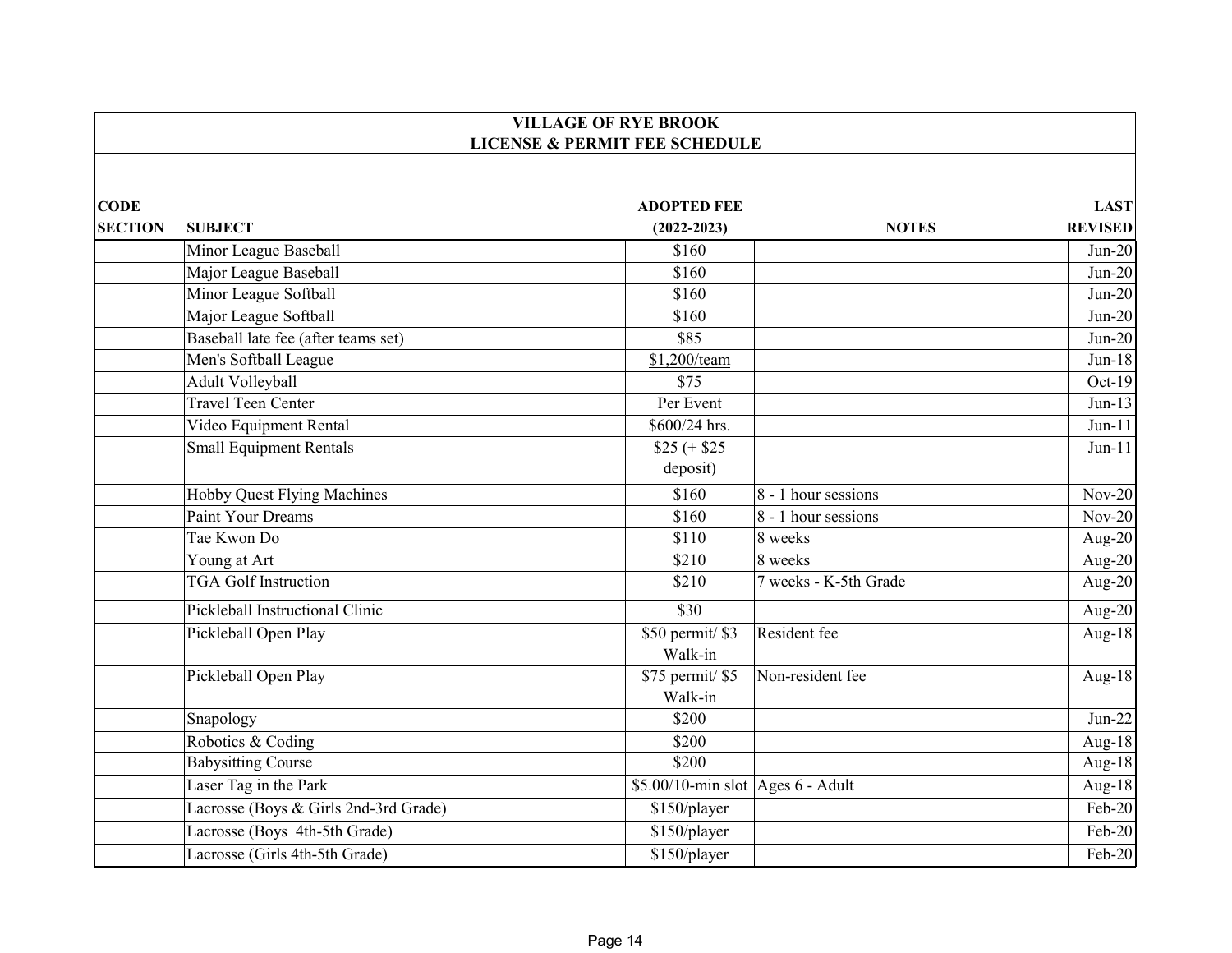**VILLAGE OF RYE BROOK**
**LICENSE & PERMIT FEE SCHEDULE**

| CODE SECTION | SUBJECT | ADOPTED FEE (2022-2023) | NOTES | LAST REVISED |
|---|---|---|---|---|
| | Minor League Baseball | $160 | | Jun-20 |
| | Major League Baseball | $160 | | Jun-20 |
| | Minor League Softball | $160 | | Jun-20 |
| | Major League Softball | $160 | | Jun-20 |
| | Baseball late fee (after teams set) | $85 | | Jun-20 |
| | Men's Softball League | $1,200/team | | Jun-18 |
| | Adult Volleyball | $75 | | Oct-19 |
| | Travel Teen Center | Per Event | | Jun-13 |
| | Video Equipment Rental | $600/24 hrs. | | Jun-11 |
| | Small Equipment Rentals | $25 (+ $25 deposit) | | Jun-11 |
| | Hobby Quest Flying Machines | $160 | 8 - 1 hour sessions | Nov-20 |
| | Paint Your Dreams | $160 | 8 - 1 hour sessions | Nov-20 |
| | Tae Kwon Do | $110 | 8 weeks | Aug-20 |
| | Young at Art | $210 | 8 weeks | Aug-20 |
| | TGA Golf Instruction | $210 | 7 weeks - K-5th Grade | Aug-20 |
| | Pickleball Instructional Clinic | $30 | | Aug-20 |
| | Pickleball Open Play | $50 permit/ $3 Walk-in | Resident fee | Aug-18 |
| | Pickleball Open Play | $75 permit/ $5 Walk-in | Non-resident fee | Aug-18 |
| | Snapology | $200 | | Jun-22 |
| | Robotics & Coding | $200 | | Aug-18 |
| | Babysitting Course | $200 | | Aug-18 |
| | Laser Tag in the Park | $5.00/10-min slot | Ages 6 - Adult | Aug-18 |
| | Lacrosse (Boys & Girls 2nd-3rd Grade) | $150/player | | Feb-20 |
| | Lacrosse (Boys 4th-5th Grade) | $150/player | | Feb-20 |
| | Lacrosse (Girls 4th-5th Grade) | $150/player | | Feb-20 |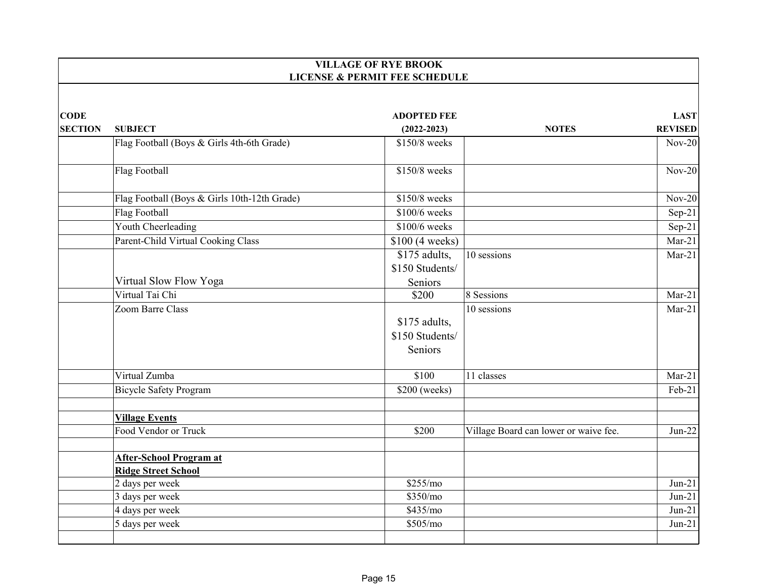| VILLAGE OF RYE BROOK LICENSE & PERMIT FEE SCHEDULE | | | | |
|---|---|---|---|---|
| **CODE SECTION** | **SUBJECT** | **ADOPTED FEE (2022-2023)** | **NOTES** | **LAST REVISED** |
| | Flag Football (Boys & Girls 4th-6th Grade) | $150/8 weeks | | Nov-20 |
| | Flag Football | $150/8 weeks | | Nov-20 |
| | Flag Football (Boys & Girls 10th-12th Grade) | $150/8 weeks | | Nov-20 |
| | Flag Football | $100/6 weeks | | Sep-21 |
| | Youth Cheerleading | $100/6 weeks | | Sep-21 |
| | Parent-Child Virtual Cooking Class | $100 (4 weeks) | | Mar-21 |
| | Virtual Slow Flow Yoga | $175 adults, $150 Students/ Seniors | 10 sessions | Mar-21 |
| | Virtual Tai Chi | $200 | 8 Sessions | Mar-21 |
| | Zoom Barre Class | $175 adults, $150 Students/ Seniors | 10 sessions | Mar-21 |
| | Virtual Zumba | $100 | 11 classes | Mar-21 |
| | Bicycle Safety Program | $200 (weeks) | | Feb-21 |
| | | | | |
| | **Village Events** | | | |
| | Food Vendor or Truck | $200 | Village Board can lower or waive fee. | Jun-22 |
| | | | | |
| | **After-School Program at Ridge Street School** | | | |
| | 2 days per week | $255/mo | | Jun-21 |
| | 3 days per week | $350/mo | | Jun-21 |
| | 4 days per week | $435/mo | | Jun-21 |
| | 5 days per week | $505/mo | | Jun-21 |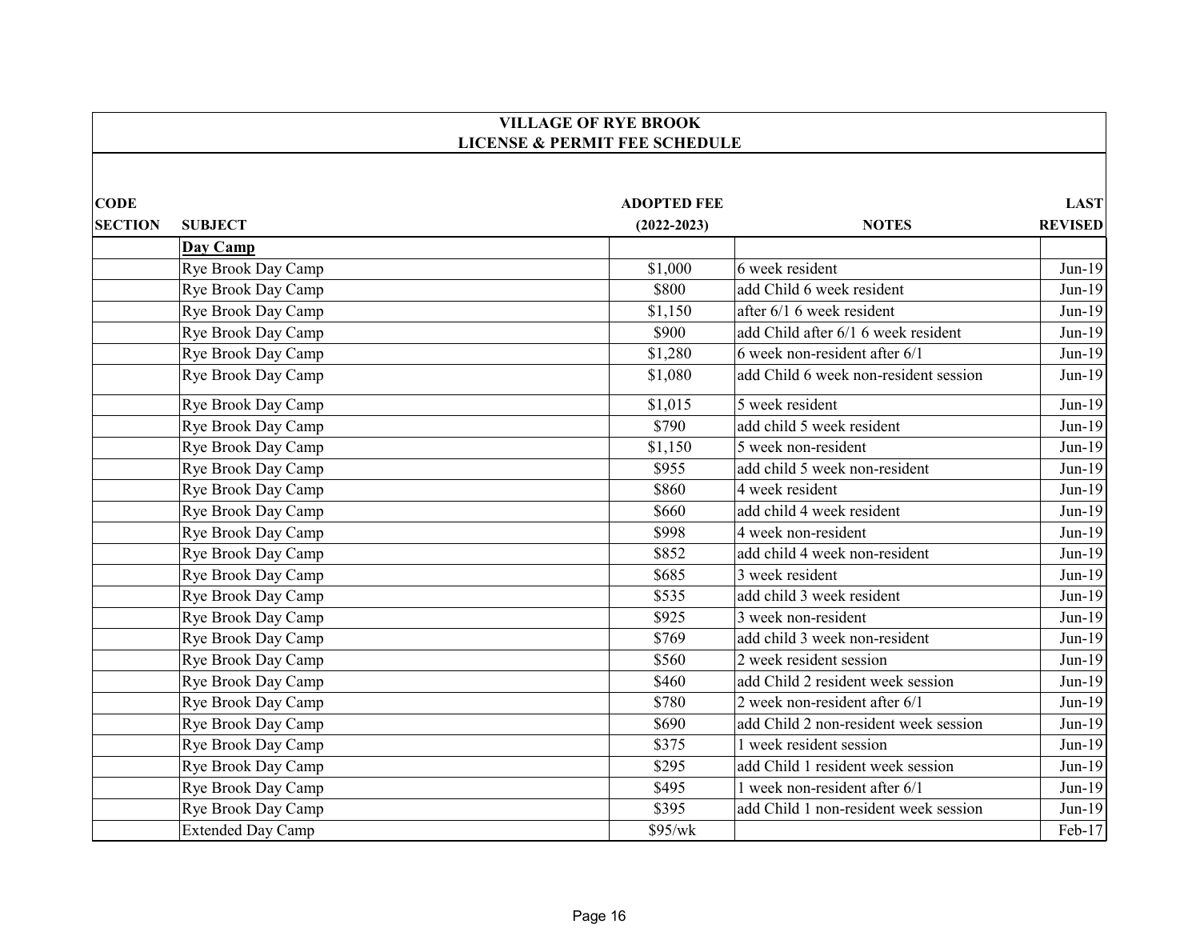**VILLAGE OF RYE BROOK**
**LICENSE & PERMIT FEE SCHEDULE**

| CODE SECTION | SUBJECT | ADOPTED FEE (2022-2023) | NOTES | LAST REVISED |
|---|---|---|---|---|
| | **Day Camp** | | | |
| | Rye Brook Day Camp | $1,000 | 6 week resident | Jun-19 |
| | Rye Brook Day Camp | $800 | add Child 6 week resident | Jun-19 |
| | Rye Brook Day Camp | $1,150 | after 6/1 6 week resident | Jun-19 |
| | Rye Brook Day Camp | $900 | add Child after 6/1 6 week resident | Jun-19 |
| | Rye Brook Day Camp | $1,280 | 6 week non-resident after 6/1 | Jun-19 |
| | Rye Brook Day Camp | $1,080 | add Child 6 week non-resident session | Jun-19 |
| | Rye Brook Day Camp | $1,015 | 5 week resident | Jun-19 |
| | Rye Brook Day Camp | $790 | add child 5 week resident | Jun-19 |
| | Rye Brook Day Camp | $1,150 | 5 week non-resident | Jun-19 |
| | Rye Brook Day Camp | $955 | add child 5 week non-resident | Jun-19 |
| | Rye Brook Day Camp | $860 | 4 week resident | Jun-19 |
| | Rye Brook Day Camp | $660 | add child 4 week resident | Jun-19 |
| | Rye Brook Day Camp | $998 | 4 week non-resident | Jun-19 |
| | Rye Brook Day Camp | $852 | add child 4 week non-resident | Jun-19 |
| | Rye Brook Day Camp | $685 | 3 week resident | Jun-19 |
| | Rye Brook Day Camp | $535 | add child 3 week resident | Jun-19 |
| | Rye Brook Day Camp | $925 | 3 week non-resident | Jun-19 |
| | Rye Brook Day Camp | $769 | add child 3 week non-resident | Jun-19 |
| | Rye Brook Day Camp | $560 | 2 week resident session | Jun-19 |
| | Rye Brook Day Camp | $460 | add Child 2 resident week session | Jun-19 |
| | Rye Brook Day Camp | $780 | 2 week non-resident after 6/1 | Jun-19 |
| | Rye Brook Day Camp | $690 | add Child 2 non-resident week session | Jun-19 |
| | Rye Brook Day Camp | $375 | 1 week resident session | Jun-19 |
| | Rye Brook Day Camp | $295 | add Child 1 resident week session | Jun-19 |
| | Rye Brook Day Camp | $495 | 1 week non-resident after 6/1 | Jun-19 |
| | Rye Brook Day Camp | $395 | add Child 1 non-resident week session | Jun-19 |
| | Extended Day Camp | $95/wk | | Feb-17 |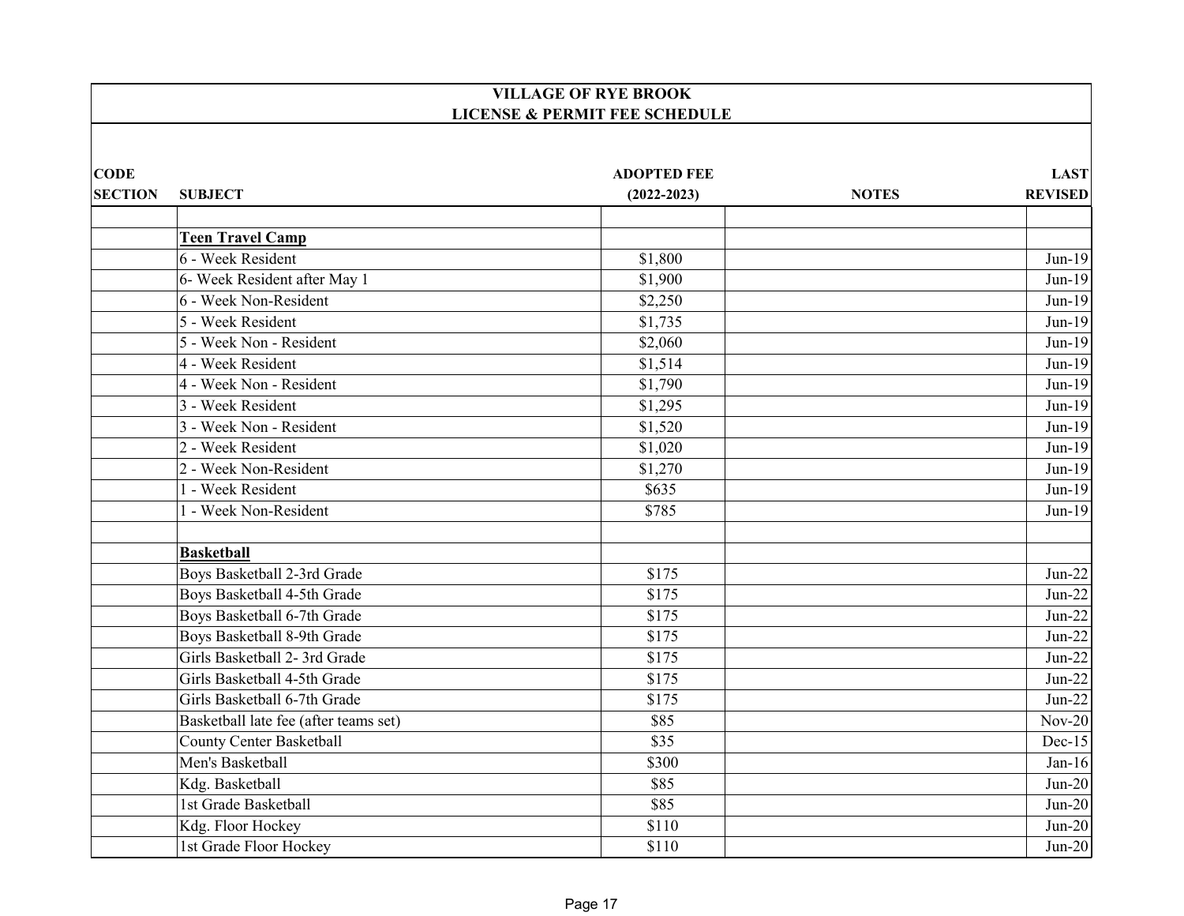# VILLAGE OF RYE BROOK
## LICENSE & PERMIT FEE SCHEDULE

| CODE SECTION | SUBJECT | ADOPTED FEE (2022-2023) | NOTES | LAST REVISED |
|---|---|---|---|---|
| | | | | |
| | **Teen Travel Camp** | | | |
| | 6 - Week Resident | $1,800 | | Jun-19 |
| | 6- Week Resident after May 1 | $1,900 | | Jun-19 |
| | 6 - Week Non-Resident | $2,250 | | Jun-19 |
| | 5 - Week Resident | $1,735 | | Jun-19 |
| | 5 - Week Non - Resident | $2,060 | | Jun-19 |
| | 4 - Week Resident | $1,514 | | Jun-19 |
| | 4 - Week Non - Resident | $1,790 | | Jun-19 |
| | 3 - Week Resident | $1,295 | | Jun-19 |
| | 3 - Week Non - Resident | $1,520 | | Jun-19 |
| | 2 - Week Resident | $1,020 | | Jun-19 |
| | 2 - Week Non-Resident | $1,270 | | Jun-19 |
| | 1 - Week Resident | $635 | | Jun-19 |
| | 1 - Week Non-Resident | $785 | | Jun-19 |
| | | | | |
| | **Basketball** | | | |
| | Boys Basketball 2-3rd Grade | $175 | | Jun-22 |
| | Boys Basketball 4-5th Grade | $175 | | Jun-22 |
| | Boys Basketball 6-7th Grade | $175 | | Jun-22 |
| | Boys Basketball 8-9th Grade | $175 | | Jun-22 |
| | Girls Basketball 2- 3rd Grade | $175 | | Jun-22 |
| | Girls Basketball 4-5th Grade | $175 | | Jun-22 |
| | Girls Basketball 6-7th Grade | $175 | | Jun-22 |
| | Basketball late fee (after teams set) | $85 | | Nov-20 |
| | County Center Basketball | $35 | | Dec-15 |
| | Men's Basketball | $300 | | Jan-16 |
| | Kdg. Basketball | $85 | | Jun-20 |
| | 1st Grade Basketball | $85 | | Jun-20 |
| | Kdg. Floor Hockey | $110 | | Jun-20 |
| | 1st Grade Floor Hockey | $110 | | Jun-20 |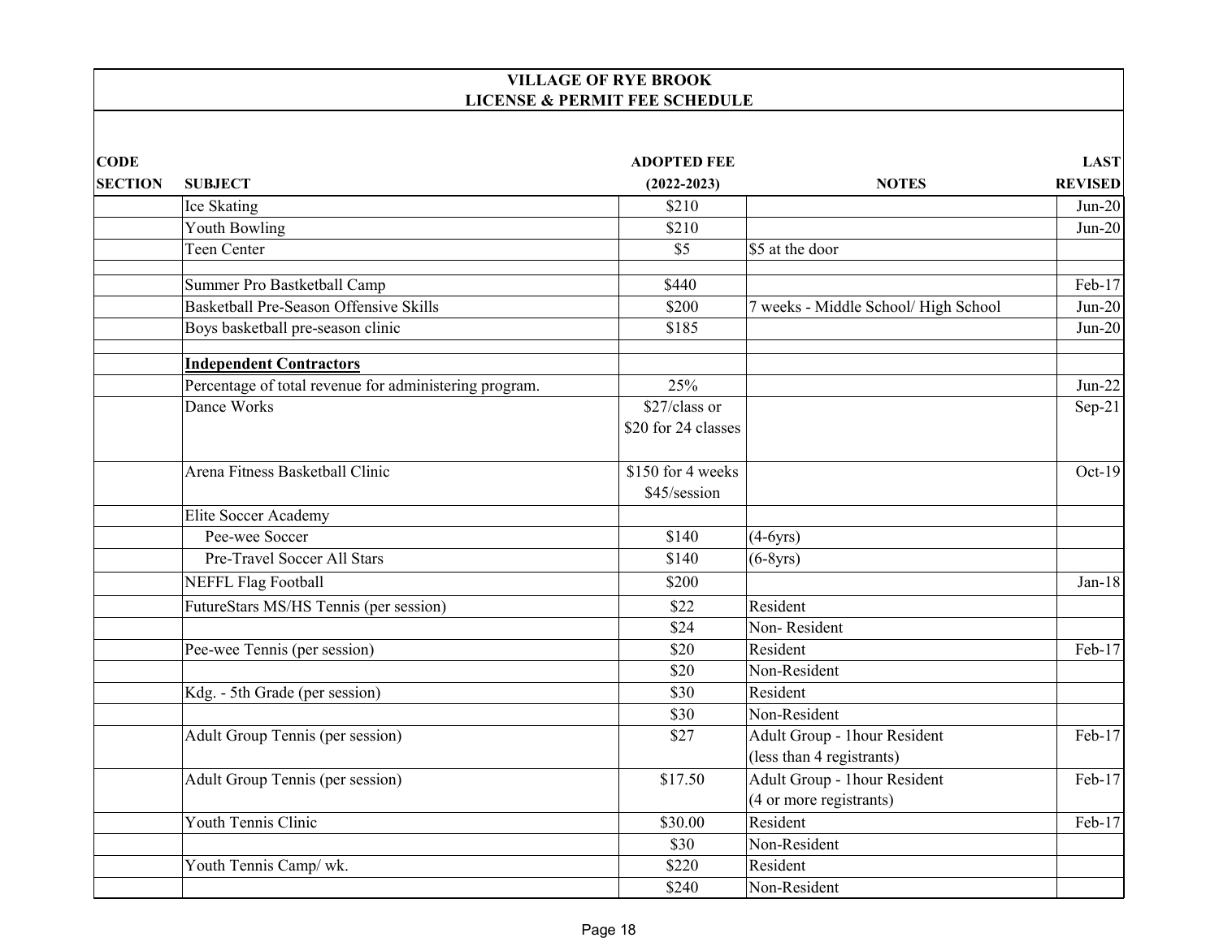# VILLAGE OF RYE BROOK
## LICENSE & PERMIT FEE SCHEDULE

| CODE SECTION | SUBJECT | ADOPTED FEE (2022-2023) | NOTES | LAST REVISED |
|---|---|---|---|---|
| | Ice Skating | $210 | | Jun-20 |
| | Youth Bowling | $210 | | Jun-20 |
| | Teen Center | $5 | $5 at the door | |
| | | | | |
| | Summer Pro Bastketball Camp | $440 | | Feb-17 |
| | Basketball Pre-Season Offensive Skills | $200 | 7 weeks - Middle School/ High School | Jun-20 |
| | Boys basketball pre-season clinic | $185 | | Jun-20 |
| | | | | |
| | **Independent Contractors** | | | |
| | Percentage of total revenue for administering program. | 25% | | Jun-22 |
| | Dance Works | $27/class or $20 for 24 classes | | Sep-21 |
| | Arena Fitness Basketball Clinic | $150 for 4 weeks $45/session | | Oct-19 |
| | Elite Soccer Academy | | | |
| | Pee-wee Soccer | $140 | (4-6yrs) | |
| | Pre-Travel Soccer All Stars | $140 | (6-8yrs) | |
| | NEFFL Flag Football | $200 | | Jan-18 |
| | FutureStars MS/HS Tennis (per session) | $22 | Resident | |
| | | $24 | Non- Resident | |
| | Pee-wee Tennis (per session) | $20 | Resident | Feb-17 |
| | | $20 | Non-Resident | |
| | Kdg. - 5th Grade (per session) | $30 | Resident | |
| | | $30 | Non-Resident | |
| | Adult Group Tennis (per session) | $27 | Adult Group - 1hour Resident (less than 4 registrants) | Feb-17 |
| | Adult Group Tennis (per session) | $17.50 | Adult Group - 1hour Resident (4 or more registrants) | Feb-17 |
| | Youth Tennis Clinic | $30.00 | Resident | Feb-17 |
| | | $30 | Non-Resident | |
| | Youth Tennis Camp/ wk. | $220 | Resident | |
| | | $240 | Non-Resident | |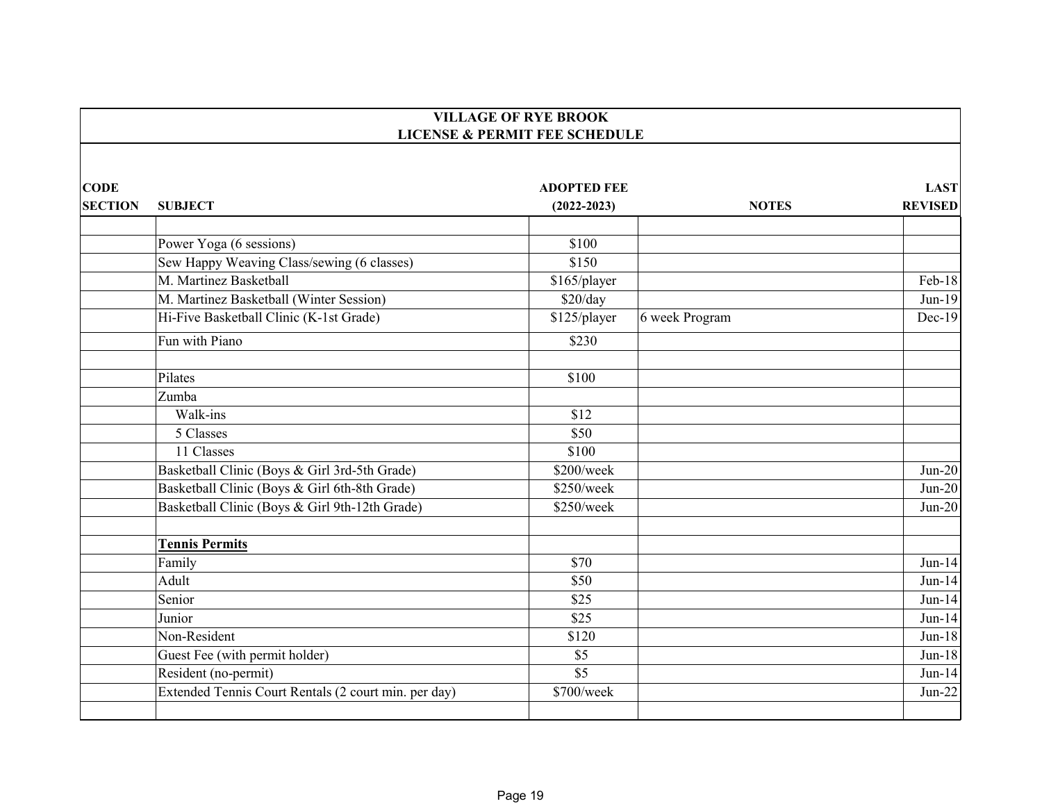# VILLAGE OF RYE BROOK
## LICENSE & PERMIT FEE SCHEDULE

| CODE SECTION | SUBJECT | ADOPTED FEE (2022-2023) | NOTES | LAST REVISED |
|---|---|---|---|---|
| | | | | |
| | Power Yoga (6 sessions) | $100 | | |
| | Sew Happy Weaving Class/sewing (6 classes) | $150 | | |
| | M. Martinez Basketball | $165/player | | Feb-18 |
| | M. Martinez Basketball (Winter Session) | $20/day | | Jun-19 |
| | Hi-Five Basketball Clinic (K-1st Grade) | $125/player | 6 week Program | Dec-19 |
| | Fun with Piano | $230 | | |
| | | | | |
| | Pilates | $100 | | |
| | Zumba | | | |
| | Walk-ins | $12 | | |
| | 5 Classes | $50 | | |
| | 11 Classes | $100 | | |
| | Basketball Clinic (Boys & Girl 3rd-5th Grade) | $200/week | | Jun-20 |
| | Basketball Clinic (Boys & Girl 6th-8th Grade) | $250/week | | Jun-20 |
| | Basketball Clinic (Boys & Girl 9th-12th Grade) | $250/week | | Jun-20 |
| | | | | |
| | **Tennis Permits** | | | |
| | Family | $70 | | Jun-14 |
| | Adult | $50 | | Jun-14 |
| | Senior | $25 | | Jun-14 |
| | Junior | $25 | | Jun-14 |
| | Non-Resident | $120 | | Jun-18 |
| | Guest Fee (with permit holder) | $5 | | Jun-18 |
| | Resident (no-permit) | $5 | | Jun-14 |
| | Extended Tennis Court Rentals (2 court min. per day) | $700/week | | Jun-22 |
| | | | | |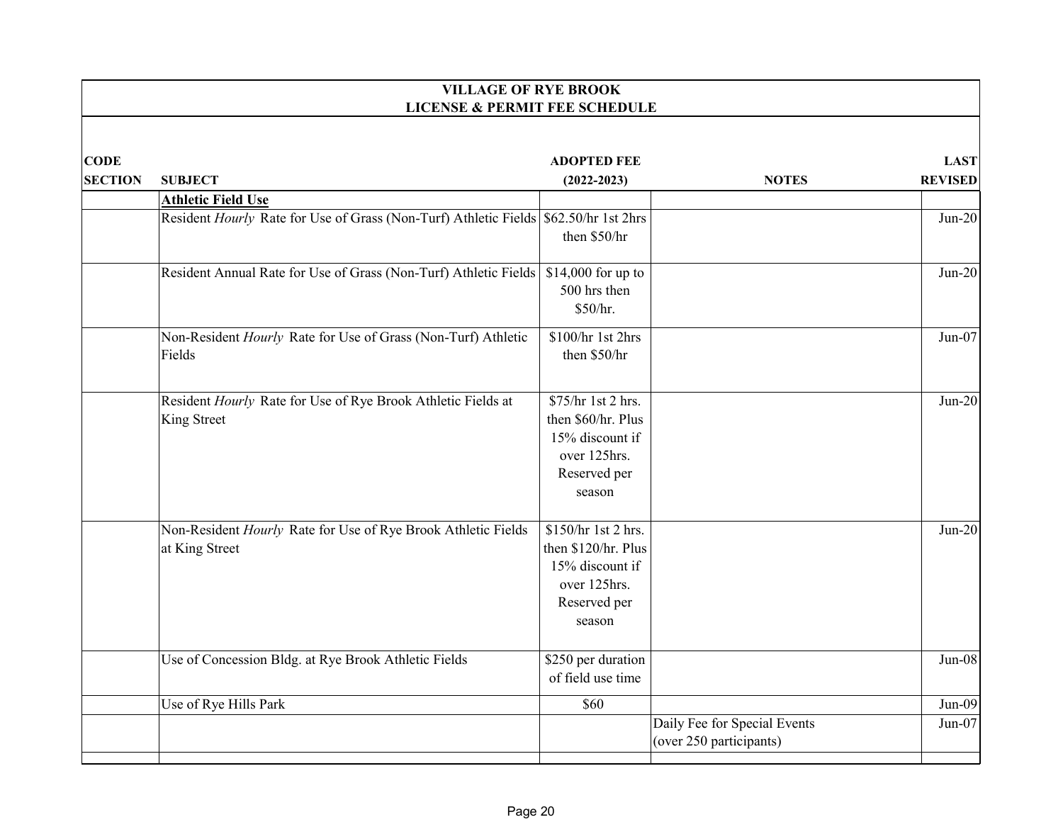**VILLAGE OF RYE BROOK**
**LICENSE & PERMIT FEE SCHEDULE**

| CODE SECTION | SUBJECT | ADOPTED FEE (2022-2023) | NOTES | LAST REVISED |
|---|---|---|---|---|
| | **Athletic Field Use** | | | |
| | Resident *Hourly* Rate for Use of Grass (Non-Turf) Athletic Fields | $62.50/hr 1st 2hrs then $50/hr | | Jun-20 |
| | Resident Annual Rate for Use of Grass (Non-Turf) Athletic Fields | $14,000 for up to 500 hrs then $50/hr. | | Jun-20 |
| | Non-Resident *Hourly* Rate for Use of Grass (Non-Turf) Athletic Fields | $100/hr 1st 2hrs then $50/hr | | Jun-07 |
| | Resident *Hourly* Rate for Use of Rye Brook Athletic Fields at King Street | $75/hr 1st 2 hrs. then $60/hr. Plus 15% discount if over 125hrs. Reserved per season | | Jun-20 |
| | Non-Resident *Hourly* Rate for Use of Rye Brook Athletic Fields at King Street | $150/hr 1st 2 hrs. then $120/hr. Plus 15% discount if over 125hrs. Reserved per season | | Jun-20 |
| | Use of Concession Bldg. at Rye Brook Athletic Fields | $250 per duration of field use time | | Jun-08 |
| | Use of Rye Hills Park | $60 | | Jun-09 |
| | | | Daily Fee for Special Events (over 250 participants) | Jun-07 |
| | | | | |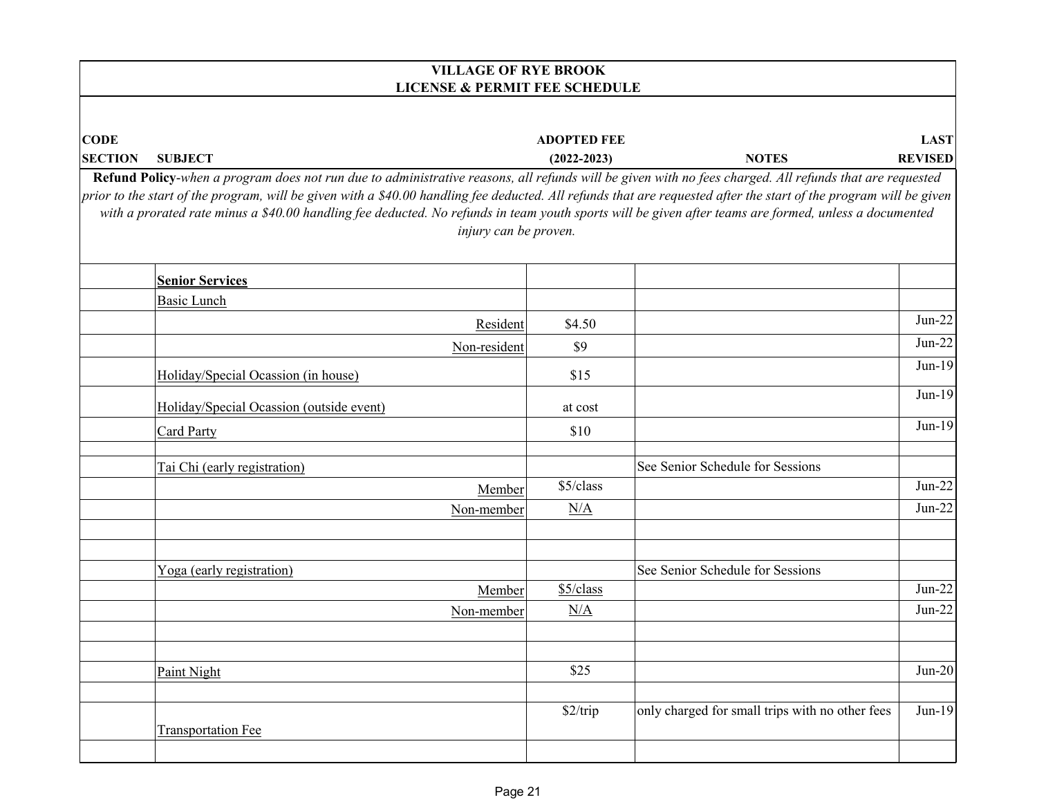# VILLAGE OF RYE BROOK
## LICENSE & PERMIT FEE SCHEDULE

| CODE SECTION | SUBJECT | ADOPTED FEE (2022-2023) | NOTES | LAST REVISED |
|---|---|---|---|---|

**Refund Policy**-*when a program does not run due to administrative reasons, all refunds will be given with no fees charged. All refunds that are requested prior to the start of the program, will be given with a $40.00 handling fee deducted. All refunds that are requested after the start of the program will be given with a prorated rate minus a $40.00 handling fee deducted. No refunds in team youth sports will be given after teams are formed, unless a documented injury can be proven.*

| CODE SECTION | SUBJECT | ADOPTED FEE (2022-2023) | NOTES | LAST REVISED |
|---|---|---|---|---|
| | **Senior Services** | | | |
| | Basic Lunch | | | |
| | Resident | $4.50 | | Jun-22 |
| | Non-resident | $9 | | Jun-22 |
| | Holiday/Special Ocassion (in house) | $15 | | Jun-19 |
| | Holiday/Special Ocassion (outside event) | at cost | | Jun-19 |
| | Card Party | $10 | | Jun-19 |
| | | | | |
| | Tai Chi (early registration) | | See Senior Schedule for Sessions | |
| | Member | $5/class | | Jun-22 |
| | Non-member | N/A | | Jun-22 |
| | | | | |
| | | | | |
| | Yoga (early registration) | | See Senior Schedule for Sessions | |
| | Member | $5/class | | Jun-22 |
| | Non-member | N/A | | Jun-22 |
| | | | | |
| | | | | |
| | Paint Night | $25 | | Jun-20 |
| | | | | |
| | Transportation Fee | $2/trip | only charged for small trips with no other fees | Jun-19 |
| | | | | |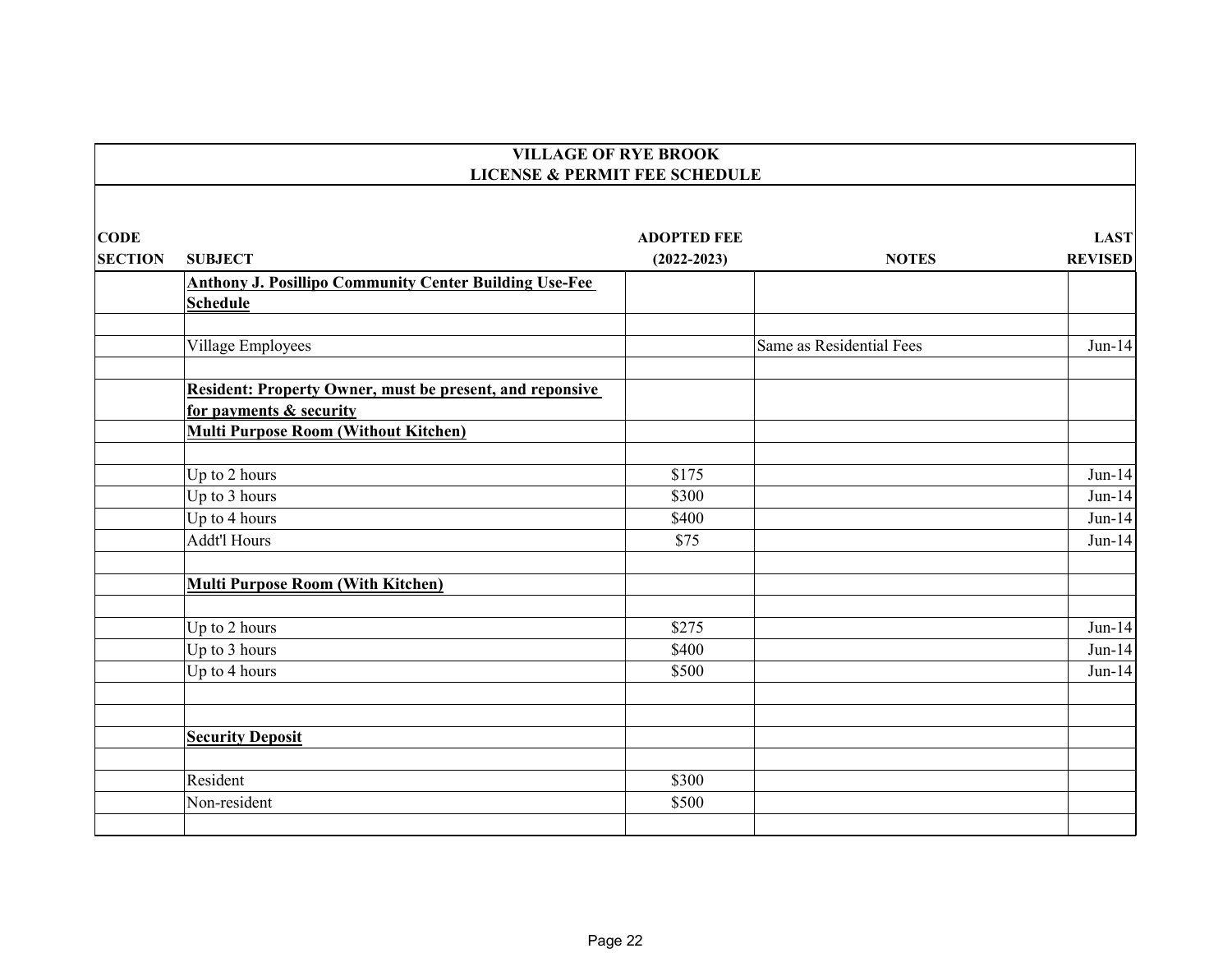| VILLAGE OF RYE BROOK LICENSE & PERMIT FEE SCHEDULE | | | | |
|---|---|---|---|---|
| **CODE SECTION** | **SUBJECT** | **ADOPTED FEE (2022-2023)** | **NOTES** | **LAST REVISED** |
| | **Anthony J. Posillipo Community Center Building Use-Fee Schedule** | | | |
| | | | | |
| | Village Employees | | Same as Residential Fees | Jun-14 |
| | | | | |
| | **Resident: Property Owner, must be present, and reponsive for payments & security** | | | |
| | **Multi Purpose Room (Without Kitchen)** | | | |
| | | | | |
| | Up to 2 hours | $175 | | Jun-14 |
| | Up to 3 hours | $300 | | Jun-14 |
| | Up to 4 hours | $400 | | Jun-14 |
| | Addt'l Hours | $75 | | Jun-14 |
| | | | | |
| | **Multi Purpose Room (With Kitchen)** | | | |
| | | | | |
| | Up to 2 hours | $275 | | Jun-14 |
| | Up to 3 hours | $400 | | Jun-14 |
| | Up to 4 hours | $500 | | Jun-14 |
| | | | | |
| | | | | |
| | **Security Deposit** | | | |
| | | | | |
| | Resident | $300 | | |
| | Non-resident | $500 | | |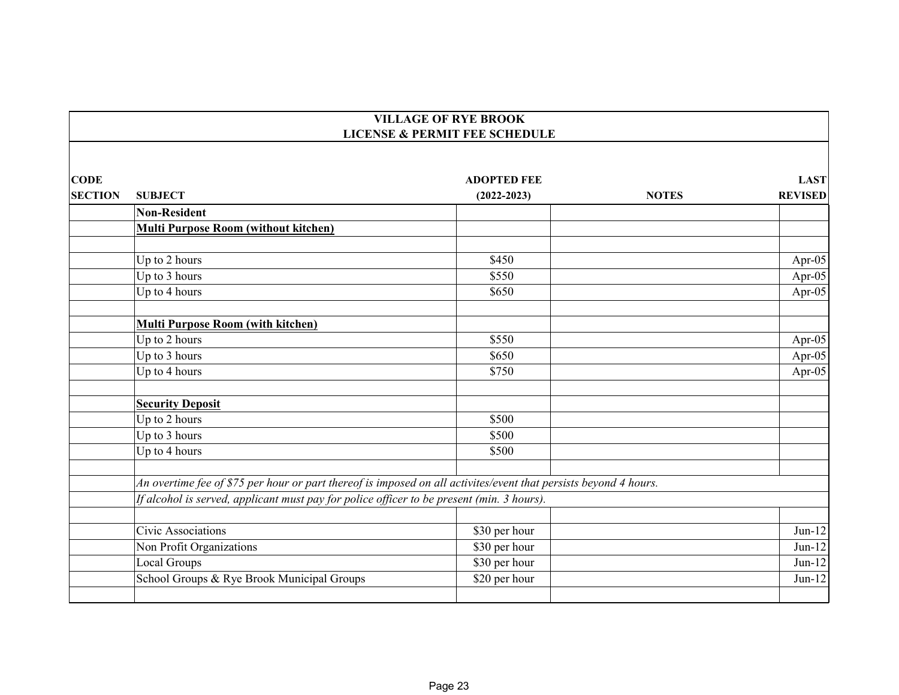# VILLAGE OF RYE BROOK
## LICENSE & PERMIT FEE SCHEDULE

| CODE SECTION | SUBJECT | ADOPTED FEE (2022-2023) | NOTES | LAST REVISED |
|---|---|---|---|---|
| | **Non-Resident** | | | |
| | **Multi Purpose Room (without kitchen)** | | | |
| | | | | |
| | Up to 2 hours | $450 | | Apr-05 |
| | Up to 3 hours | $550 | | Apr-05 |
| | Up to 4 hours | $650 | | Apr-05 |
| | | | | |
| | **Multi Purpose Room (with kitchen)** | | | |
| | Up to 2 hours | $550 | | Apr-05 |
| | Up to 3 hours | $650 | | Apr-05 |
| | Up to 4 hours | $750 | | Apr-05 |
| | | | | |
| | **Security Deposit** | | | |
| | Up to 2 hours | $500 | | |
| | Up to 3 hours | $500 | | |
| | Up to 4 hours | $500 | | |
| | | | | |
| | *An overtime fee of $75 per hour or part thereof is imposed on all activites/event that persists beyond 4 hours.* | | | |
| | *If alcohol is served, applicant must pay for police officer to be present (min. 3 hours).* | | | |
| | | | | |
| | Civic Associations | $30 per hour | | Jun-12 |
| | Non Profit Organizations | $30 per hour | | Jun-12 |
| | Local Groups | $30 per hour | | Jun-12 |
| | School Groups & Rye Brook Municipal Groups | $20 per hour | | Jun-12 |
| | | | | |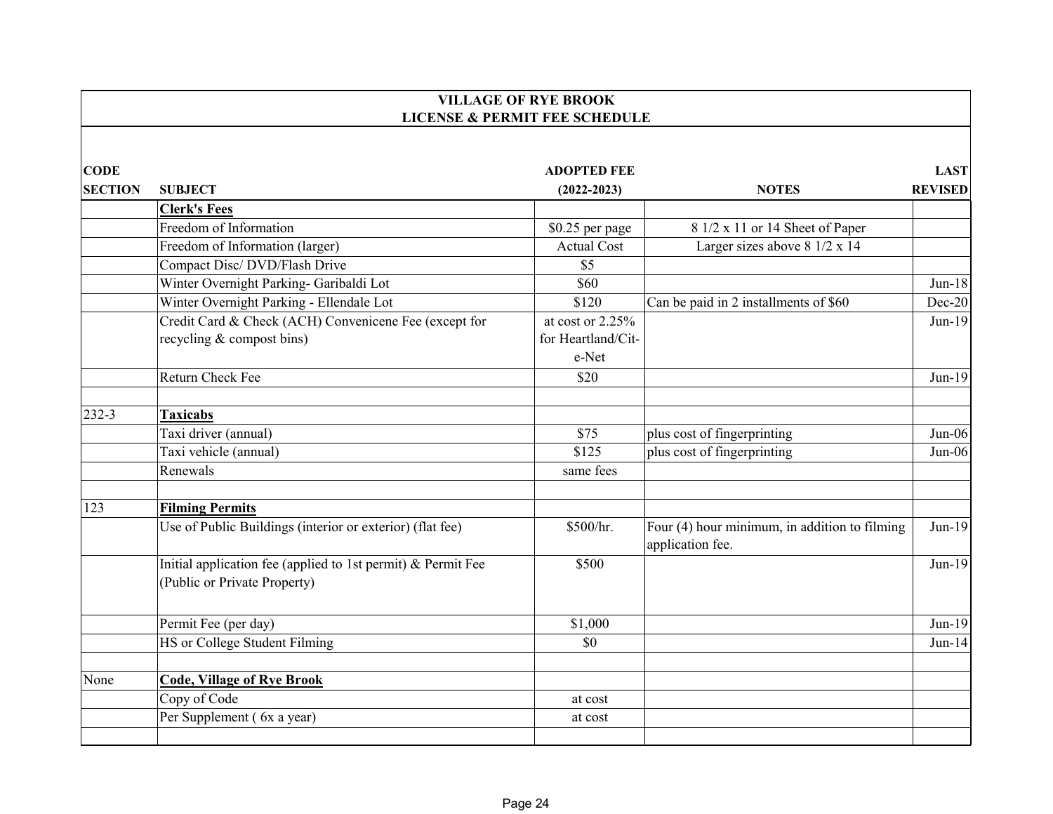# VILLAGE OF RYE BROOK
## LICENSE & PERMIT FEE SCHEDULE

| CODE SECTION | SUBJECT | ADOPTED FEE (2022-2023) | NOTES | LAST REVISED |
|---|---|---|---|---|
| | **Clerk's Fees** | | | |
| | Freedom of Information | $0.25 per page | 8 1/2 x 11 or 14 Sheet of Paper | |
| | Freedom of Information (larger) | Actual Cost | Larger sizes above 8 1/2 x 14 | |
| | Compact Disc/ DVD/Flash Drive | $5 | | |
| | Winter Overnight Parking- Garibaldi Lot | $60 | | Jun-18 |
| | Winter Overnight Parking - Ellendale Lot | $120 | Can be paid in 2 installments of $60 | Dec-20 |
| | Credit Card & Check (ACH) Convenicene Fee (except for recycling & compost bins) | at cost or 2.25% for Heartland/Cit-e-Net | | Jun-19 |
| | Return Check Fee | $20 | | Jun-19 |
| | | | | |
| 232-3 | **Taxicabs** | | | |
| | Taxi driver (annual) | $75 | plus cost of fingerprinting | Jun-06 |
| | Taxi vehicle (annual) | $125 | plus cost of fingerprinting | Jun-06 |
| | Renewals | same fees | | |
| | | | | |
| 123 | **Filming Permits** | | | |
| | Use of Public Buildings (interior or exterior) (flat fee) | $500/hr. | Four (4) hour minimum, in addition to filming application fee. | Jun-19 |
| | Initial application fee (applied to 1st permit) & Permit Fee (Public or Private Property) | $500 | | Jun-19 |
| | Permit Fee (per day) | $1,000 | | Jun-19 |
| | HS or College Student Filming | $0 | | Jun-14 |
| | | | | |
| None | **Code, Village of Rye Brook** | | | |
| | Copy of Code | at cost | | |
| | Per Supplement ( 6x a year) | at cost | | |
| | | | | |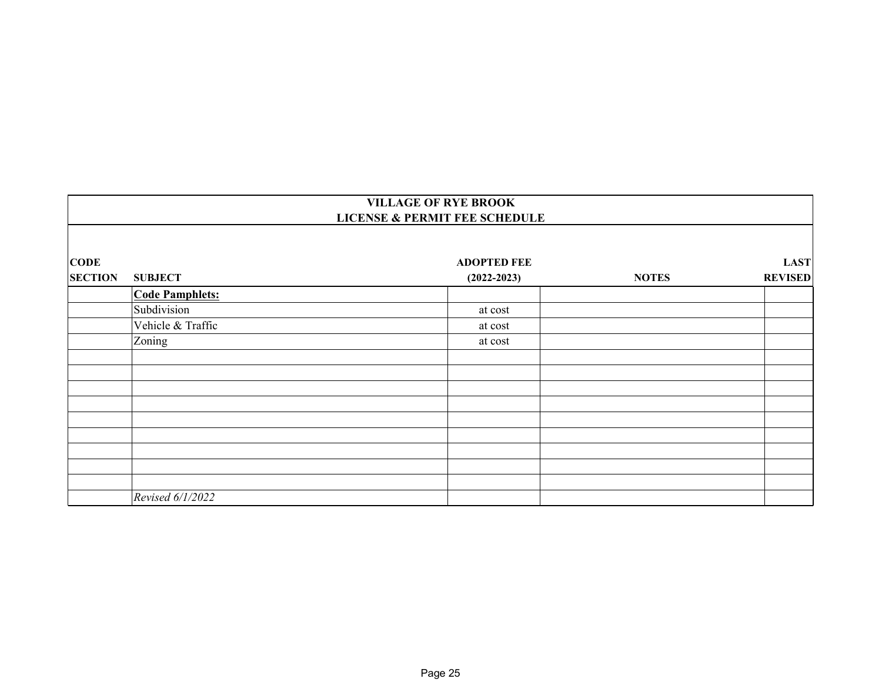| VILLAGE OF RYE BROOK<br>LICENSE & PERMIT FEE SCHEDULE | | | | |
|---|---|---|---|---|
| **CODE SECTION** | **SUBJECT** | **ADOPTED FEE (2022-2023)** | **NOTES** | **LAST REVISED** |
| | **Code Pamphlets:** | | | |
| | Subdivision | at cost | | |
| | Vehicle & Traffic | at cost | | |
| | Zoning | at cost | | |
| | | | | |
| | | | | |
| | | | | |
| | | | | |
| | | | | |
| | | | | |
| | | | | |
| | | | | |
| | | | | |
| | *Revised 6/1/2022* | | | |